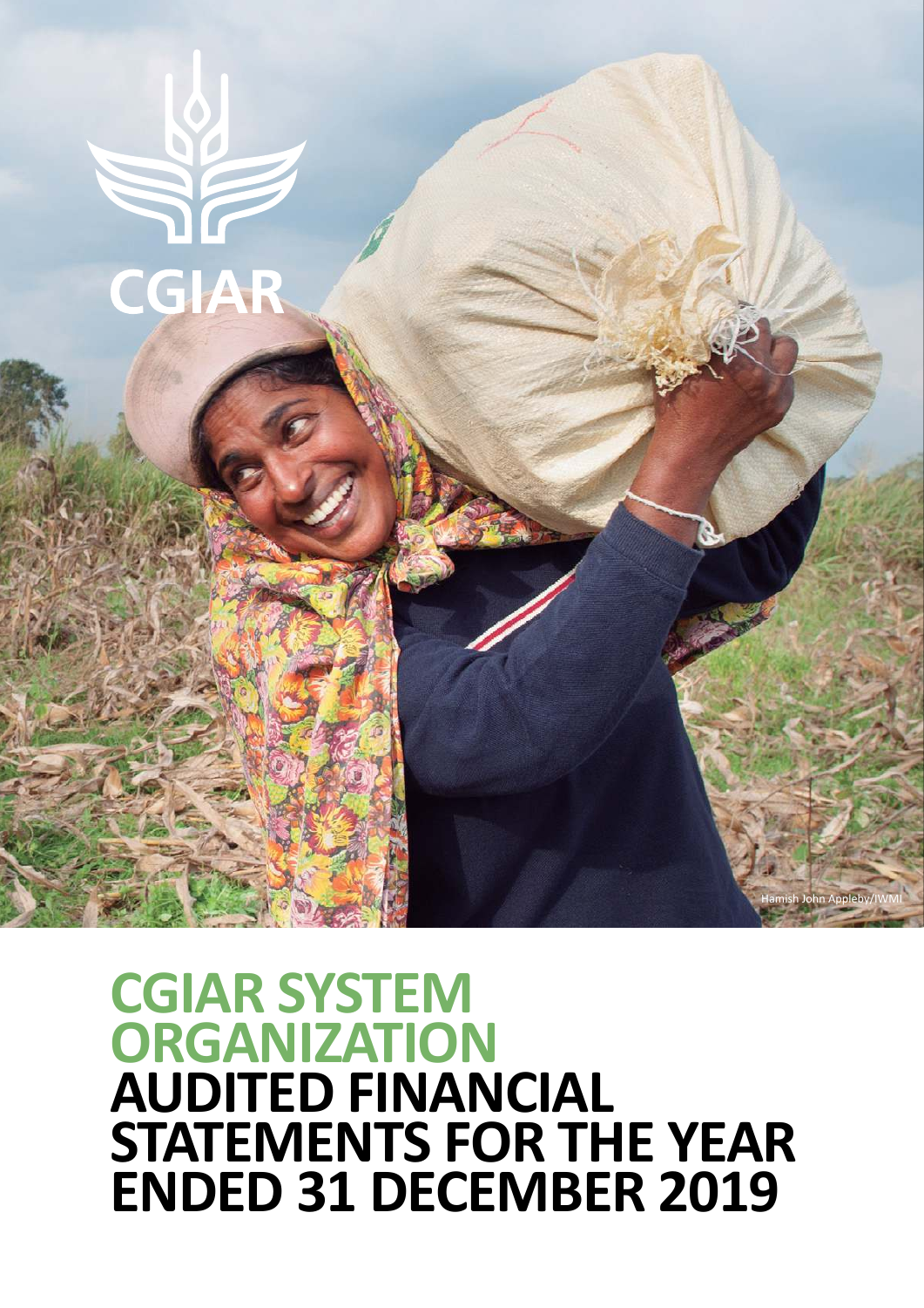CGIAR

Hamish John Appleby/IWMI

# CGIAR SYSTEM ORGANIZATION AUDITED FINANCIAL STATEMENTS FOR THE YEAR ENDED 31 DECEMBER 2019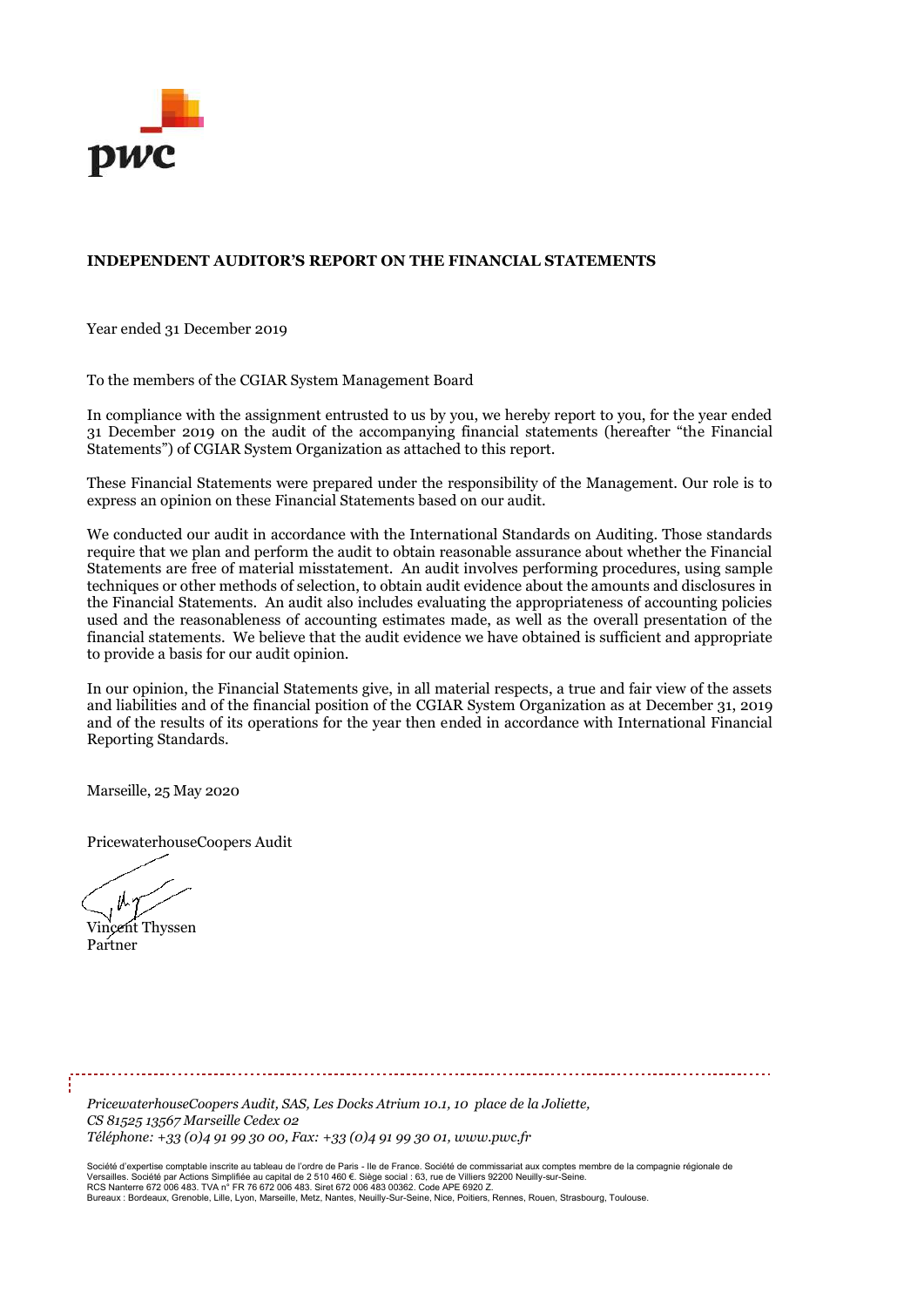**INDEPENDENT AUDITOR'S REPORT ON THE FINANCIAL STATEMENTS**

Year ended 31 December 2019

To the members of the CGIAR System Management Board

In compliance with the assignment entrusted to us by you, we hereby report to you, for the year ended 31 December 2019 on the audit of the accompanying financial statements (hereafter "the Financial Statements") of CGIAR System Organization as attached to this report.

These Financial Statements were prepared under the responsibility of the Management. Our role is to express an opinion on these Financial Statements based on our audit.

We conducted our audit in accordance with the International Standards on Auditing. Those standards require that we plan and perform the audit to obtain reasonable assurance about whether the Financial Statements are free of material misstatement. An audit involves performing procedures, using sample techniques or other methods of selection, to obtain audit evidence about the amounts and disclosures in the Financial Statements. An audit also includes evaluating the appropriateness of accounting policies used and the reasonableness of accounting estimates made, as well as the overall presentation of the financial statements. We believe that the audit evidence we have obtained is sufficient and appropriate to provide a basis for our audit opinion.

In our opinion, the Financial Statements give, in all material respects, a true and fair view of the assets and liabilities and of the financial position of the CGIAR System Organization as at December 31, 2019 and of the results of its operations for the year then ended in accordance with International Financial Reporting Standards.

Marseille, 25 May 2020

PricewaterhouseCoopers Audit

Vincent Thyssen
Partner

*PricewaterhouseCoopers Audit, SAS, Les Docks Atrium 10.1, 10 place de la Joliette,*
*CS 81525 13567 Marseille Cedex 02*
*Téléphone: +33 (0)4 91 99 30 00, Fax: +33 (0)4 91 99 30 01, www.pwc.fr*

Société d'expertise comptable inscrite au tableau de l'ordre de Paris - Ile de France. Société de commissariat aux comptes membre de la compagnie régionale de Versailles. Société par Actions Simplifiée au capital de 2 510 460 €. Siège social : 63, rue de Villiers 92200 Neuilly-sur-Seine.
RCS Nanterre 672 006 483. TVA n° FR 76 672 006 483. Siret 672 006 483 00362. Code APE 6920 Z.
Bureaux : Bordeaux, Grenoble, Lille, Lyon, Marseille, Metz, Nantes, Neuilly-Sur-Seine, Nice, Poitiers, Rennes, Rouen, Strasbourg, Toulouse.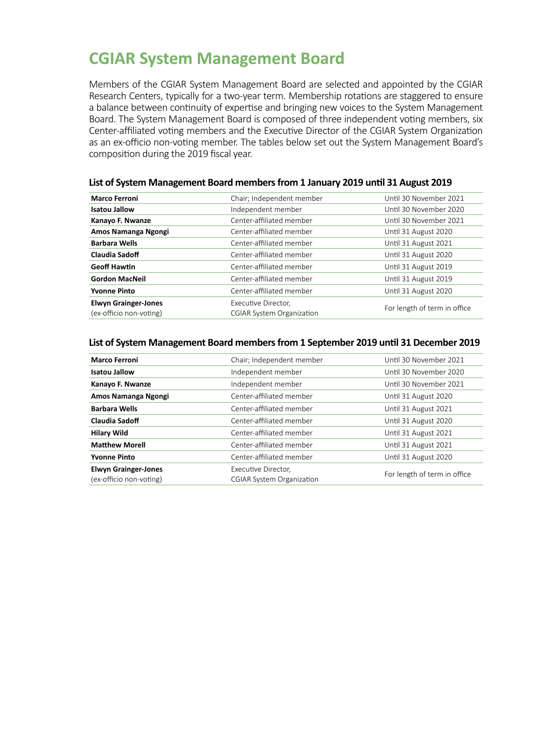# CGIAR System Management Board

Members of the CGIAR System Management Board are selected and appointed by the CGIAR Research Centers, typically for a two-year term. Membership rotations are staggered to ensure a balance between continuity of expertise and bringing new voices to the System Management Board. The System Management Board is composed of three independent voting members, six Center-affiliated voting members and the Executive Director of the CGIAR System Organization as an ex-officio non-voting member. The tables below set out the System Management Board's composition during the 2019 fiscal year.

### List of System Management Board members from 1 January 2019 until 31 August 2019

| Name | Role | Term |
|---|---|---|
| **Marco Ferroni** | Chair; Independent member | Until 30 November 2021 |
| **Isatou Jallow** | Independent member | Until 30 November 2020 |
| **Kanayo F. Nwanze** | Center-affiliated member | Until 30 November 2021 |
| **Amos Namanga Ngongi** | Center-affiliated member | Until 31 August 2020 |
| **Barbara Wells** | Center-affiliated member | Until 31 August 2021 |
| **Claudia Sadoff** | Center-affiliated member | Until 31 August 2020 |
| **Geoff Hawtin** | Center-affiliated member | Until 31 August 2019 |
| **Gordon MacNeil** | Center-affiliated member | Until 31 August 2019 |
| **Yvonne Pinto** | Center-affiliated member | Until 31 August 2020 |
| **Elwyn Grainger-Jones** (ex-officio non-voting) | Executive Director, CGIAR System Organization | For length of term in office |

### List of System Management Board members from 1 September 2019 until 31 December 2019

| Name | Role | Term |
|---|---|---|
| **Marco Ferroni** | Chair; Independent member | Until 30 November 2021 |
| **Isatou Jallow** | Independent member | Until 30 November 2020 |
| **Kanayo F. Nwanze** | Independent member | Until 30 November 2021 |
| **Amos Namanga Ngongi** | Center-affiliated member | Until 31 August 2020 |
| **Barbara Wells** | Center-affiliated member | Until 31 August 2021 |
| **Claudia Sadoff** | Center-affiliated member | Until 31 August 2020 |
| **Hilary Wild** | Center-affiliated member | Until 31 August 2021 |
| **Matthew Morell** | Center-affiliated member | Until 31 August 2021 |
| **Yvonne Pinto** | Center-affiliated member | Until 31 August 2020 |
| **Elwyn Grainger-Jones** (ex-officio non-voting) | Executive Director, CGIAR System Organization | For length of term in office |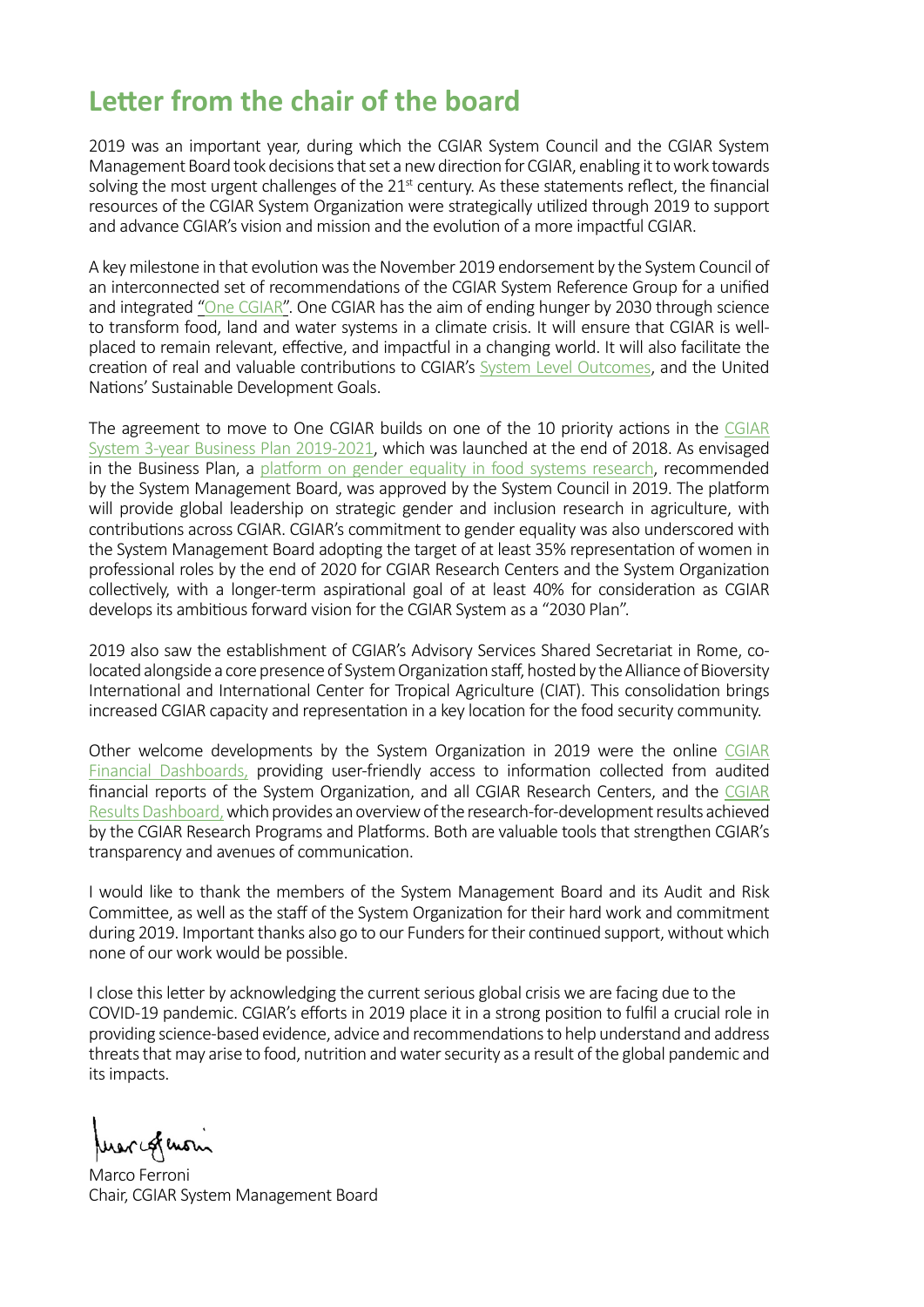## Letter from the chair of the board

2019 was an important year, during which the CGIAR System Council and the CGIAR System Management Board took decisions that set a new direction for CGIAR, enabling it to work towards solving the most urgent challenges of the 21st century. As these statements reflect, the financial resources of the CGIAR System Organization were strategically utilized through 2019 to support and advance CGIAR's vision and mission and the evolution of a more impactful CGIAR.

A key milestone in that evolution was the November 2019 endorsement by the System Council of an interconnected set of recommendations of the CGIAR System Reference Group for a unified and integrated "One CGIAR". One CGIAR has the aim of ending hunger by 2030 through science to transform food, land and water systems in a climate crisis. It will ensure that CGIAR is well-placed to remain relevant, effective, and impactful in a changing world. It will also facilitate the creation of real and valuable contributions to CGIAR's System Level Outcomes, and the United Nations' Sustainable Development Goals.

The agreement to move to One CGIAR builds on one of the 10 priority actions in the CGIAR System 3-year Business Plan 2019-2021, which was launched at the end of 2018. As envisaged in the Business Plan, a platform on gender equality in food systems research, recommended by the System Management Board, was approved by the System Council in 2019. The platform will provide global leadership on strategic gender and inclusion research in agriculture, with contributions across CGIAR. CGIAR's commitment to gender equality was also underscored with the System Management Board adopting the target of at least 35% representation of women in professional roles by the end of 2020 for CGIAR Research Centers and the System Organization collectively, with a longer-term aspirational goal of at least 40% for consideration as CGIAR develops its ambitious forward vision for the CGIAR System as a "2030 Plan".

2019 also saw the establishment of CGIAR's Advisory Services Shared Secretariat in Rome, co-located alongside a core presence of System Organization staff, hosted by the Alliance of Bioversity International and International Center for Tropical Agriculture (CIAT). This consolidation brings increased CGIAR capacity and representation in a key location for the food security community.

Other welcome developments by the System Organization in 2019 were the online CGIAR Financial Dashboards, providing user-friendly access to information collected from audited financial reports of the System Organization, and all CGIAR Research Centers, and the CGIAR Results Dashboard, which provides an overview of the research-for-development results achieved by the CGIAR Research Programs and Platforms. Both are valuable tools that strengthen CGIAR's transparency and avenues of communication.

I would like to thank the members of the System Management Board and its Audit and Risk Committee, as well as the staff of the System Organization for their hard work and commitment during 2019. Important thanks also go to our Funders for their continued support, without which none of our work would be possible.

I close this letter by acknowledging the current serious global crisis we are facing due to the COVID-19 pandemic. CGIAR's efforts in 2019 place it in a strong position to fulfil a crucial role in providing science-based evidence, advice and recommendations to help understand and address threats that may arise to food, nutrition and water security as a result of the global pandemic and its impacts.

Marco Ferroni
Chair, CGIAR System Management Board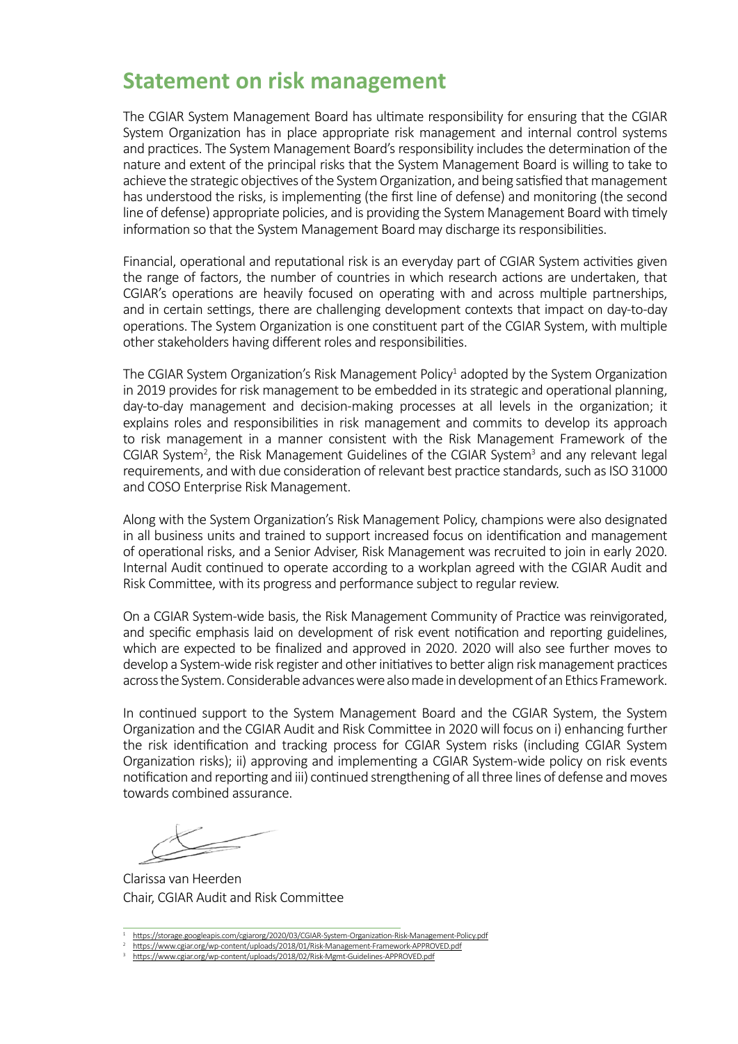# Statement on risk management

The CGIAR System Management Board has ultimate responsibility for ensuring that the CGIAR System Organization has in place appropriate risk management and internal control systems and practices. The System Management Board's responsibility includes the determination of the nature and extent of the principal risks that the System Management Board is willing to take to achieve the strategic objectives of the System Organization, and being satisfied that management has understood the risks, is implementing (the first line of defense) and monitoring (the second line of defense) appropriate policies, and is providing the System Management Board with timely information so that the System Management Board may discharge its responsibilities.

Financial, operational and reputational risk is an everyday part of CGIAR System activities given the range of factors, the number of countries in which research actions are undertaken, that CGIAR's operations are heavily focused on operating with and across multiple partnerships, and in certain settings, there are challenging development contexts that impact on day-to-day operations. The System Organization is one constituent part of the CGIAR System, with multiple other stakeholders having different roles and responsibilities.

The CGIAR System Organization's Risk Management Policy[1] adopted by the System Organization in 2019 provides for risk management to be embedded in its strategic and operational planning, day-to-day management and decision-making processes at all levels in the organization; it explains roles and responsibilities in risk management and commits to develop its approach to risk management in a manner consistent with the Risk Management Framework of the CGIAR System[2], the Risk Management Guidelines of the CGIAR System[3] and any relevant legal requirements, and with due consideration of relevant best practice standards, such as ISO 31000 and COSO Enterprise Risk Management.

Along with the System Organization's Risk Management Policy, champions were also designated in all business units and trained to support increased focus on identification and management of operational risks, and a Senior Adviser, Risk Management was recruited to join in early 2020. Internal Audit continued to operate according to a workplan agreed with the CGIAR Audit and Risk Committee, with its progress and performance subject to regular review.

On a CGIAR System-wide basis, the Risk Management Community of Practice was reinvigorated, and specific emphasis laid on development of risk event notification and reporting guidelines, which are expected to be finalized and approved in 2020. 2020 will also see further moves to develop a System-wide risk register and other initiatives to better align risk management practices across the System. Considerable advances were also made in development of an Ethics Framework.

In continued support to the System Management Board and the CGIAR System, the System Organization and the CGIAR Audit and Risk Committee in 2020 will focus on i) enhancing further the risk identification and tracking process for CGIAR System risks (including CGIAR System Organization risks); ii) approving and implementing a CGIAR System-wide policy on risk events notification and reporting and iii) continued strengthening of all three lines of defense and moves towards combined assurance.

Clarissa van Heerden
Chair, CGIAR Audit and Risk Committee

---

[1] https://storage.googleapis.com/cgiarorg/2020/03/CGIAR-System-Organization-Risk-Management-Policy.pdf

[2] https://www.cgiar.org/wp-content/uploads/2018/01/Risk-Management-Framework-APPROVED.pdf

[3] https://www.cgiar.org/wp-content/uploads/2018/02/Risk-Mgmt-Guidelines-APPROVED.pdf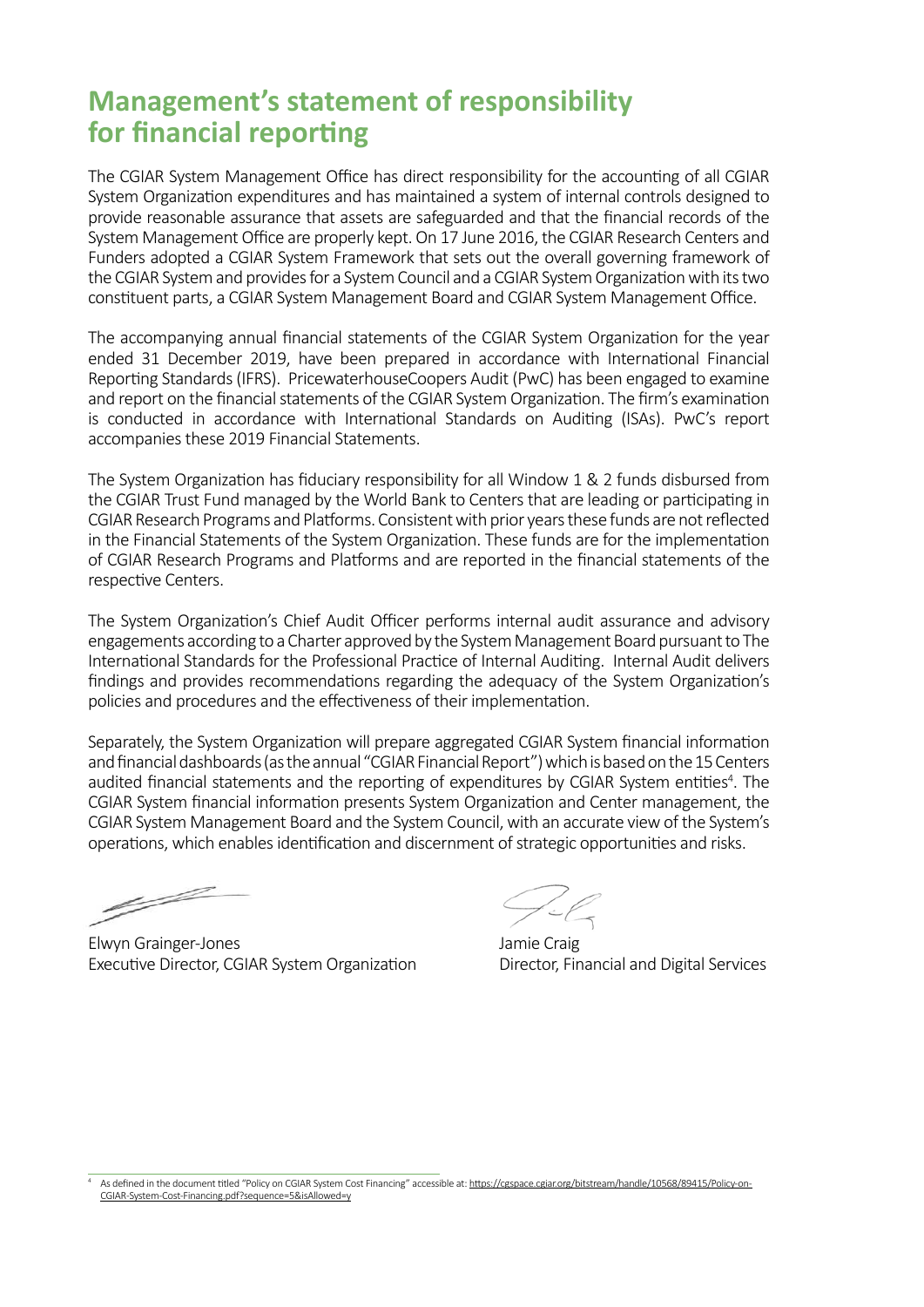# Management's statement of responsibility for financial reporting

The CGIAR System Management Office has direct responsibility for the accounting of all CGIAR System Organization expenditures and has maintained a system of internal controls designed to provide reasonable assurance that assets are safeguarded and that the financial records of the System Management Office are properly kept. On 17 June 2016, the CGIAR Research Centers and Funders adopted a CGIAR System Framework that sets out the overall governing framework of the CGIAR System and provides for a System Council and a CGIAR System Organization with its two constituent parts, a CGIAR System Management Board and CGIAR System Management Office.

The accompanying annual financial statements of the CGIAR System Organization for the year ended 31 December 2019, have been prepared in accordance with International Financial Reporting Standards (IFRS). PricewaterhouseCoopers Audit (PwC) has been engaged to examine and report on the financial statements of the CGIAR System Organization. The firm's examination is conducted in accordance with International Standards on Auditing (ISAs). PwC's report accompanies these 2019 Financial Statements.

The System Organization has fiduciary responsibility for all Window 1 & 2 funds disbursed from the CGIAR Trust Fund managed by the World Bank to Centers that are leading or participating in CGIAR Research Programs and Platforms. Consistent with prior years these funds are not reflected in the Financial Statements of the System Organization. These funds are for the implementation of CGIAR Research Programs and Platforms and are reported in the financial statements of the respective Centers.

The System Organization's Chief Audit Officer performs internal audit assurance and advisory engagements according to a Charter approved by the System Management Board pursuant to The International Standards for the Professional Practice of Internal Auditing. Internal Audit delivers findings and provides recommendations regarding the adequacy of the System Organization's policies and procedures and the effectiveness of their implementation.

Separately, the System Organization will prepare aggregated CGIAR System financial information and financial dashboards (as the annual "CGIAR Financial Report") which is based on the 15 Centers audited financial statements and the reporting of expenditures by CGIAR System entities[4]. The CGIAR System financial information presents System Organization and Center management, the CGIAR System Management Board and the System Council, with an accurate view of the System's operations, which enables identification and discernment of strategic opportunities and risks.

Elwyn Grainger-Jones
Executive Director, CGIAR System Organization

Jamie Craig
Director, Financial and Digital Services

[4] As defined in the document titled "Policy on CGIAR System Cost Financing" accessible at: https://cgspace.cgiar.org/bitstream/handle/10568/89415/Policy-on-CGIAR-System-Cost-Financing.pdf?sequence=5&isAllowed=y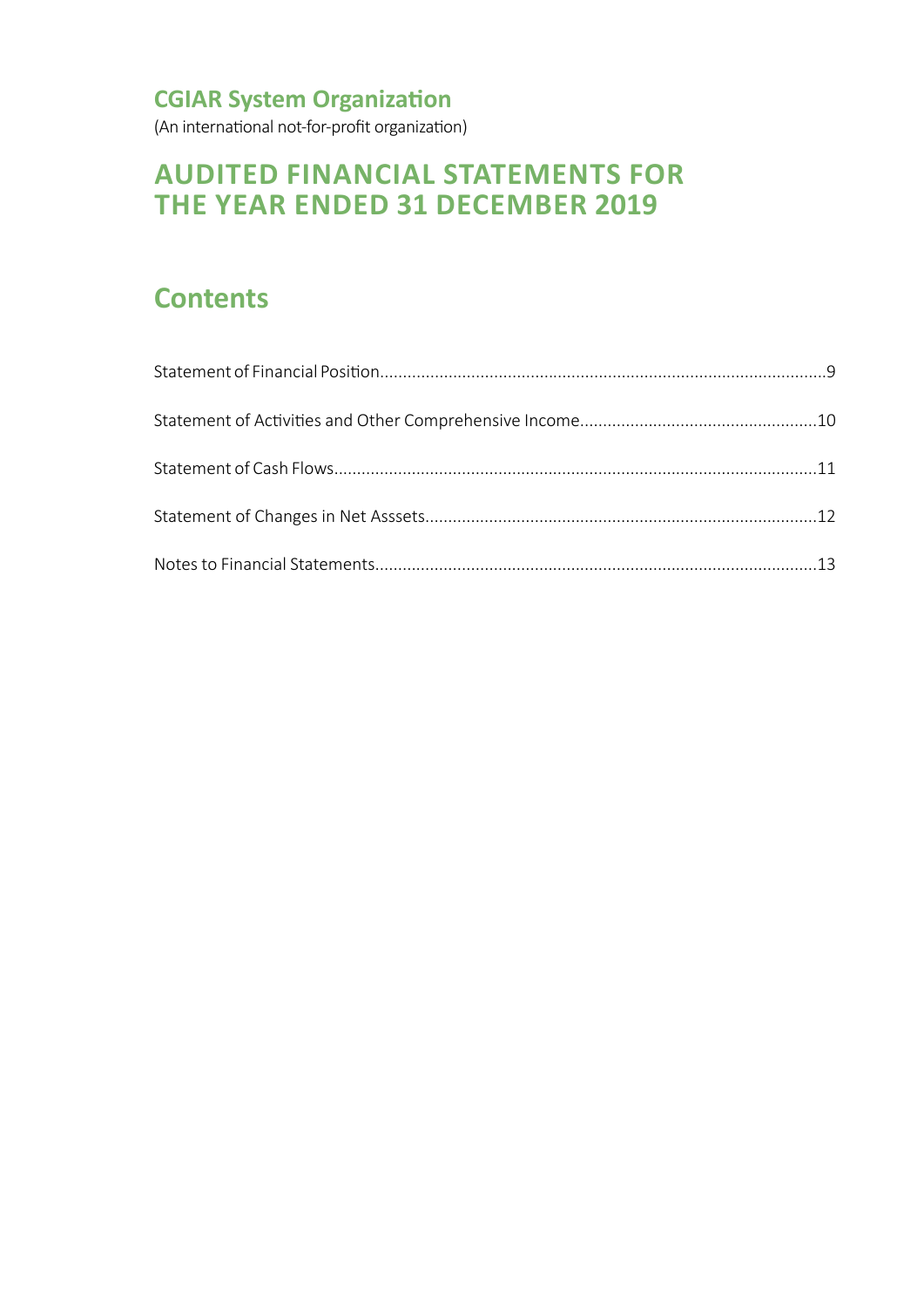# CGIAR System Organization

(An international not-for-profit organization)

## AUDITED FINANCIAL STATEMENTS FOR THE YEAR ENDED 31 DECEMBER 2019

## Contents

Statement of Financial Position.....9

Statement of Activities and Other Comprehensive Income.....10

Statement of Cash Flows.....11

Statement of Changes in Net Asssets.....12

Notes to Financial Statements.....13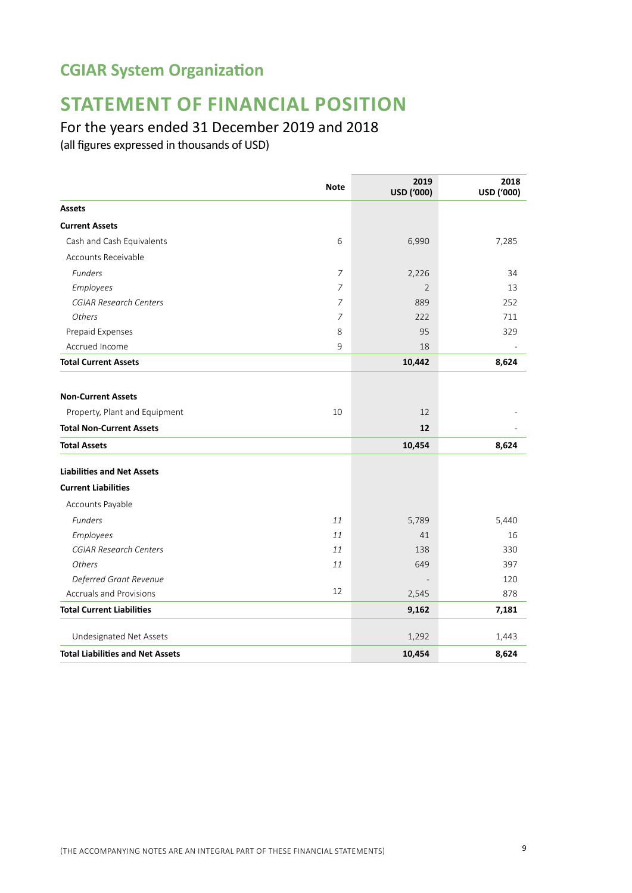## CGIAR System Organization

# STATEMENT OF FINANCIAL POSITION

### For the years ended 31 December 2019 and 2018

(all figures expressed in thousands of USD)

| | Note | 2019 USD ('000) | 2018 USD ('000) |
|---|---|---|---|
| **Assets** | | | |
| **Current Assets** | | | |
| Cash and Cash Equivalents | 6 | 6,990 | 7,285 |
| Accounts Receivable | | | |
| *Funders* | *7* | 2,226 | 34 |
| *Employees* | *7* | 2 | 13 |
| *CGIAR Research Centers* | *7* | 889 | 252 |
| *Others* | *7* | 222 | 711 |
| Prepaid Expenses | 8 | 95 | 329 |
| Accrued Income | 9 | 18 | - |
| **Total Current Assets** | | **10,442** | **8,624** |
| | | | |
| **Non-Current Assets** | | | |
| Property, Plant and Equipment | 10 | 12 | - |
| **Total Non-Current Assets** | | **12** | - |
| **Total Assets** | | **10,454** | **8,624** |
| | | | |
| **Liabilities and Net Assets** | | | |
| **Current Liabilities** | | | |
| Accounts Payable | | | |
| *Funders* | *11* | 5,789 | 5,440 |
| *Employees* | *11* | 41 | 16 |
| *CGIAR Research Centers* | *11* | 138 | 330 |
| *Others* | *11* | 649 | 397 |
| *Deferred Grant Revenue* | | - | 120 |
| Accruals and Provisions | 12 | 2,545 | 878 |
| **Total Current Liabilities** | | **9,162** | **7,181** |
| | | | |
| Undesignated Net Assets | | 1,292 | 1,443 |
| **Total Liabilities and Net Assets** | | **10,454** | **8,624** |

(THE ACCOMPANYING NOTES ARE AN INTEGRAL PART OF THESE FINANCIAL STATEMENTS)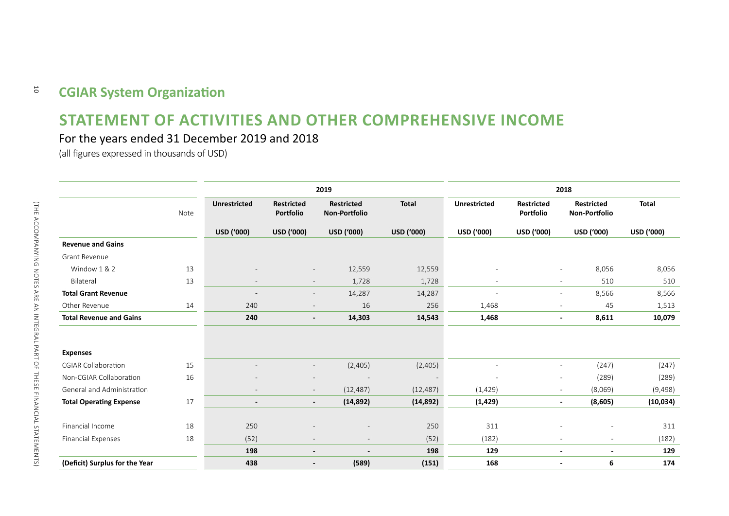## CGIAR System Organization

# STATEMENT OF ACTIVITIES AND OTHER COMPREHENSIVE INCOME

For the years ended 31 December 2019 and 2018

(all figures expressed in thousands of USD)

| | Note | 2019 | | | | 2018 | | | |
|---|---|---|---|---|---|---|---|---|---|
| | | Unrestricted | Restricted Portfolio | Restricted Non-Portfolio | Total | Unrestricted | Restricted Portfolio | Restricted Non-Portfolio | Total |
| | | USD ('000) | USD ('000) | USD ('000) | USD ('000) | USD ('000) | USD ('000) | USD ('000) | USD ('000) |
| **Revenue and Gains** | | | | | | | | | |
| Grant Revenue | | | | | | | | | |
| Window 1 & 2 | 13 | - | - | 12,559 | 12,559 | - | - | 8,056 | 8,056 |
| Bilateral | 13 | - | - | 1,728 | 1,728 | - | - | 510 | 510 |
| **Total Grant Revenue** | | **-** | - | 14,287 | 14,287 | - | - | 8,566 | 8,566 |
| Other Revenue | 14 | 240 | - | 16 | 256 | 1,468 | - | 45 | 1,513 |
| **Total Revenue and Gains** | | **240** | **-** | **14,303** | **14,543** | **1,468** | **-** | **8,611** | **10,079** |
| **Expenses** | | | | | | | | | |
| CGIAR Collaboration | 15 | - | - | (2,405) | (2,405) | - | - | (247) | (247) |
| Non-CGIAR Collaboration | 16 | - | - | - | - | - | - | (289) | (289) |
| General and Administration | | - | - | (12,487) | (12,487) | (1,429) | - | (8,069) | (9,498) |
| **Total Operating Expense** | 17 | **-** | **-** | **(14,892)** | **(14,892)** | **(1,429)** | **-** | **(8,605)** | **(10,034)** |
| Financial Income | 18 | 250 | - | - | 250 | 311 | - | - | 311 |
| Financial Expenses | 18 | (52) | - | - | (52) | (182) | - | - | (182) |
| | | **198** | **-** | **-** | **198** | **129** | **-** | **-** | **129** |
| **(Deficit) Surplus for the Year** | | **438** | **-** | **(589)** | **(151)** | **168** | **-** | **6** | **174** |

(THE ACCOMPANYING NOTES ARE AN INTEGRAL PART OF THESE FINANCIAL STATEMENTS)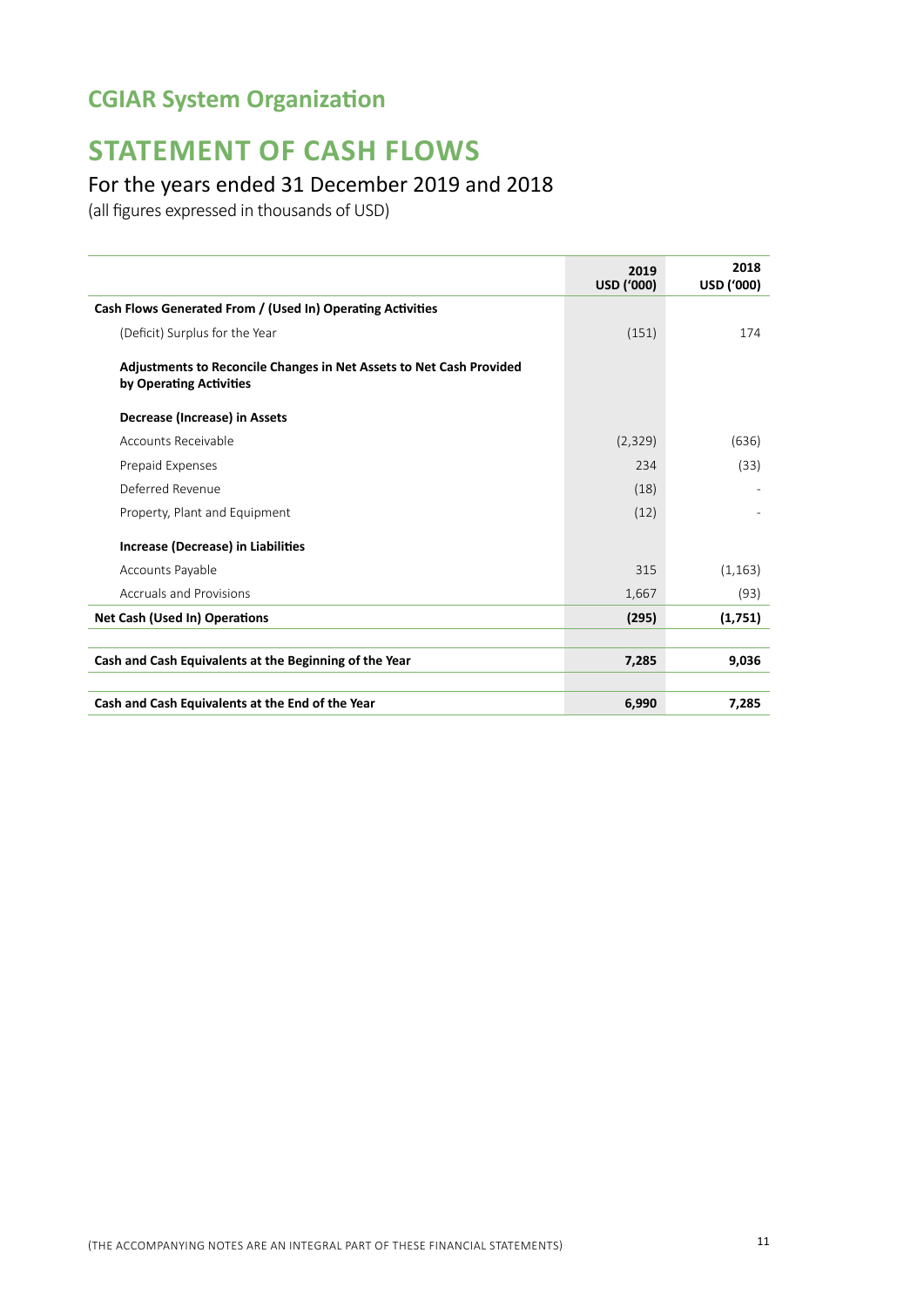## CGIAR System Organization

# STATEMENT OF CASH FLOWS

### For the years ended 31 December 2019 and 2018

(all figures expressed in thousands of USD)

| | 2019 USD ('000) | 2018 USD ('000) |
|---|---|---|
| **Cash Flows Generated From / (Used In) Operating Activities** | | |
| (Deficit) Surplus for the Year | (151) | 174 |
| **Adjustments to Reconcile Changes in Net Assets to Net Cash Provided by Operating Activities** | | |
| **Decrease (Increase) in Assets** | | |
| Accounts Receivable | (2,329) | (636) |
| Prepaid Expenses | 234 | (33) |
| Deferred Revenue | (18) | - |
| Property, Plant and Equipment | (12) | - |
| **Increase (Decrease) in Liabilities** | | |
| Accounts Payable | 315 | (1,163) |
| Accruals and Provisions | 1,667 | (93) |
| **Net Cash (Used In) Operations** | **(295)** | **(1,751)** |
| **Cash and Cash Equivalents at the Beginning of the Year** | **7,285** | **9,036** |
| **Cash and Cash Equivalents at the End of the Year** | **6,990** | **7,285** |

(THE ACCOMPANYING NOTES ARE AN INTEGRAL PART OF THESE FINANCIAL STATEMENTS)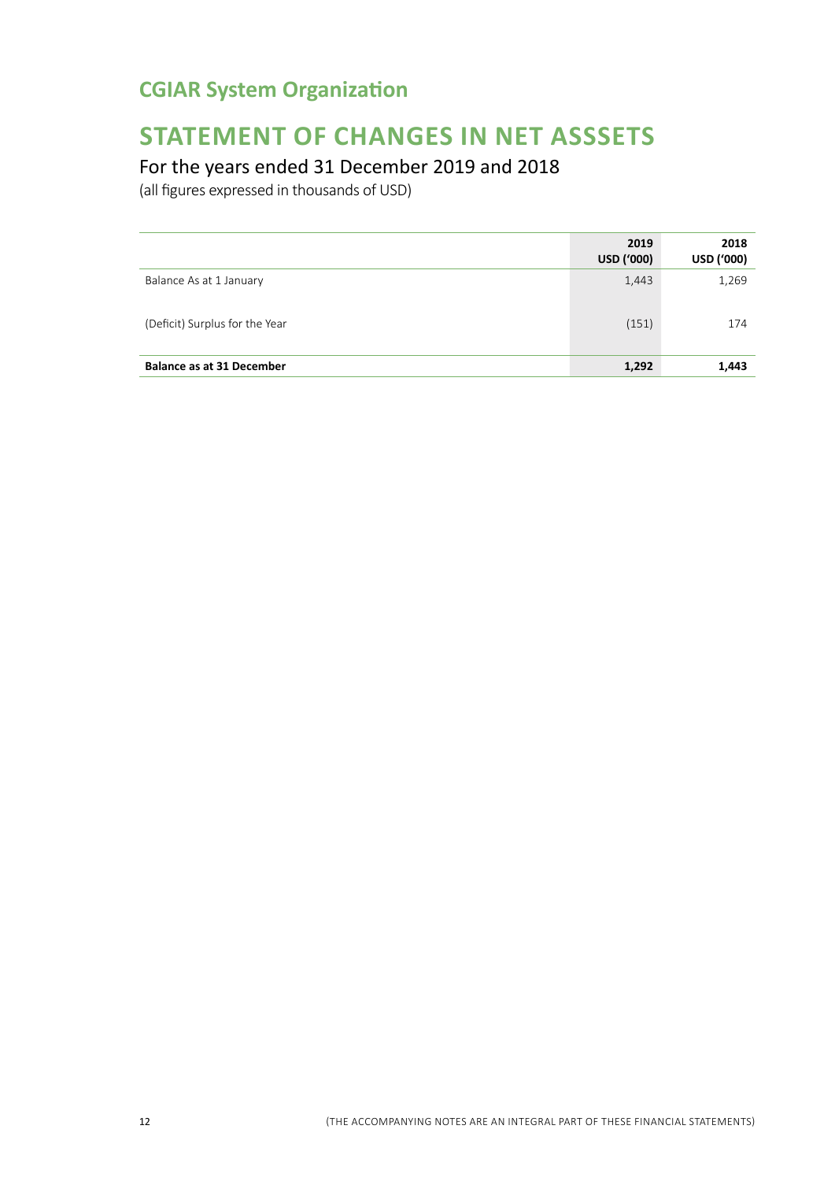## CGIAR System Organization

# STATEMENT OF CHANGES IN NET ASSSETS

### For the years ended 31 December 2019 and 2018

(all figures expressed in thousands of USD)

| | 2019<br>USD ('000) | 2018<br>USD ('000) |
|---|---|---|
| Balance As at 1 January | 1,443 | 1,269 |
| (Deficit) Surplus for the Year | (151) | 174 |
| **Balance as at 31 December** | **1,292** | **1,443** |

(THE ACCOMPANYING NOTES ARE AN INTEGRAL PART OF THESE FINANCIAL STATEMENTS)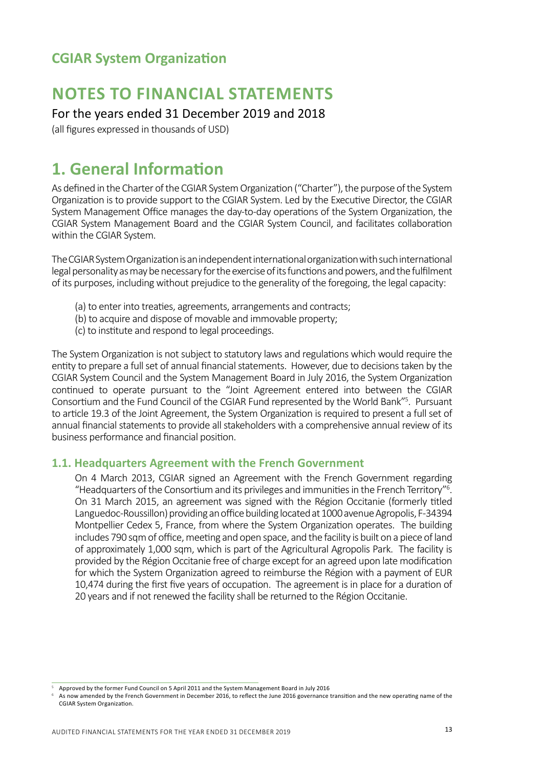## CGIAR System Organization

# NOTES TO FINANCIAL STATEMENTS

For the years ended 31 December 2019 and 2018

(all figures expressed in thousands of USD)

# 1. General Information

As defined in the Charter of the CGIAR System Organization ("Charter"), the purpose of the System Organization is to provide support to the CGIAR System. Led by the Executive Director, the CGIAR System Management Office manages the day-to-day operations of the System Organization, the CGIAR System Management Board and the CGIAR System Council, and facilitates collaboration within the CGIAR System.

The CGIAR System Organization is an independent international organization with such international legal personality as may be necessary for the exercise of its functions and powers, and the fulfilment of its purposes, including without prejudice to the generality of the foregoing, the legal capacity:

(a) to enter into treaties, agreements, arrangements and contracts;
(b) to acquire and dispose of movable and immovable property;
(c) to institute and respond to legal proceedings.

The System Organization is not subject to statutory laws and regulations which would require the entity to prepare a full set of annual financial statements. However, due to decisions taken by the CGIAR System Council and the System Management Board in July 2016, the System Organization continued to operate pursuant to the "Joint Agreement entered into between the CGIAR Consortium and the Fund Council of the CGIAR Fund represented by the World Bank"[5]. Pursuant to article 19.3 of the Joint Agreement, the System Organization is required to present a full set of annual financial statements to provide all stakeholders with a comprehensive annual review of its business performance and financial position.

### 1.1. Headquarters Agreement with the French Government

On 4 March 2013, CGIAR signed an Agreement with the French Government regarding "Headquarters of the Consortium and its privileges and immunities in the French Territory"[6]. On 31 March 2015, an agreement was signed with the Région Occitanie (formerly titled Languedoc-Roussillon) providing an office building located at 1000 avenue Agropolis, F-34394 Montpellier Cedex 5, France, from where the System Organization operates. The building includes 790 sqm of office, meeting and open space, and the facility is built on a piece of land of approximately 1,000 sqm, which is part of the Agricultural Agropolis Park. The facility is provided by the Région Occitanie free of charge except for an agreed upon late modification for which the System Organization agreed to reimburse the Région with a payment of EUR 10,474 during the first five years of occupation. The agreement is in place for a duration of 20 years and if not renewed the facility shall be returned to the Région Occitanie.

---

[5] Approved by the former Fund Council on 5 April 2011 and the System Management Board in July 2016

[6] As now amended by the French Government in December 2016, to reflect the June 2016 governance transition and the new operating name of the CGIAR System Organization.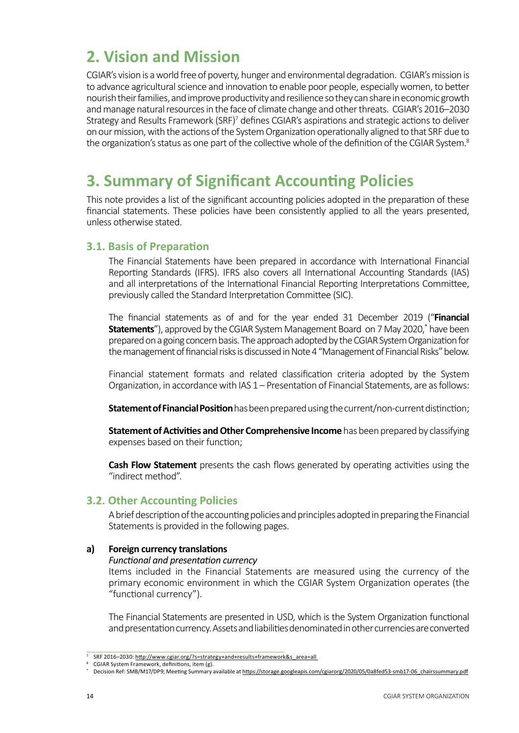## 2. Vision and Mission

CGIAR's vision is a world free of poverty, hunger and environmental degradation. CGIAR's mission is to advance agricultural science and innovation to enable poor people, especially women, to better nourish their families, and improve productivity and resilience so they can share in economic growth and manage natural resources in the face of climate change and other threats. CGIAR's 2016–2030 Strategy and Results Framework (SRF)[7] defines CGIAR's aspirations and strategic actions to deliver on our mission, with the actions of the System Organization operationally aligned to that SRF due to the organization's status as one part of the collective whole of the definition of the CGIAR System.[8]

## 3. Summary of Significant Accounting Policies

This note provides a list of the significant accounting policies adopted in the preparation of these financial statements. These policies have been consistently applied to all the years presented, unless otherwise stated.

### 3.1. Basis of Preparation

The Financial Statements have been prepared in accordance with International Financial Reporting Standards (IFRS). IFRS also covers all International Accounting Standards (IAS) and all interpretations of the International Financial Reporting Interpretations Committee, previously called the Standard Interpretation Committee (SIC).

The financial statements as of and for the year ended 31 December 2019 ("**Financial Statements**"), approved by the CGIAR System Management Board on 7 May 2020,[*] have been prepared on a going concern basis. The approach adopted by the CGIAR System Organization for the management of financial risks is discussed in Note 4 "Management of Financial Risks" below.

Financial statement formats and related classification criteria adopted by the System Organization, in accordance with IAS 1 – Presentation of Financial Statements, are as follows:

**Statement of Financial Position** has been prepared using the current/non-current distinction;

**Statement of Activities and Other Comprehensive Income** has been prepared by classifying expenses based on their function;

**Cash Flow Statement** presents the cash flows generated by operating activities using the "indirect method".

### 3.2. Other Accounting Policies

A brief description of the accounting policies and principles adopted in preparing the Financial Statements is provided in the following pages.

**a) Foreign currency translations**

*Functional and presentation currency*

Items included in the Financial Statements are measured using the currency of the primary economic environment in which the CGIAR System Organization operates (the "functional currency").

The Financial Statements are presented in USD, which is the System Organization functional and presentation currency. Assets and liabilities denominated in other currencies are converted

---

[7] SRF 2016–2030: http://www.cgiar.org/?s=strategy+and+results+framework&s_area=all

[8] CGIAR System Framework, definitions, item (g).

[*] Decision Ref: SMB/M17/DP9; Meeting Summary available at https://storage.googleapis.com/cgiarorg/2020/05/0a8fed53-smb17-06_chairssummary.pdf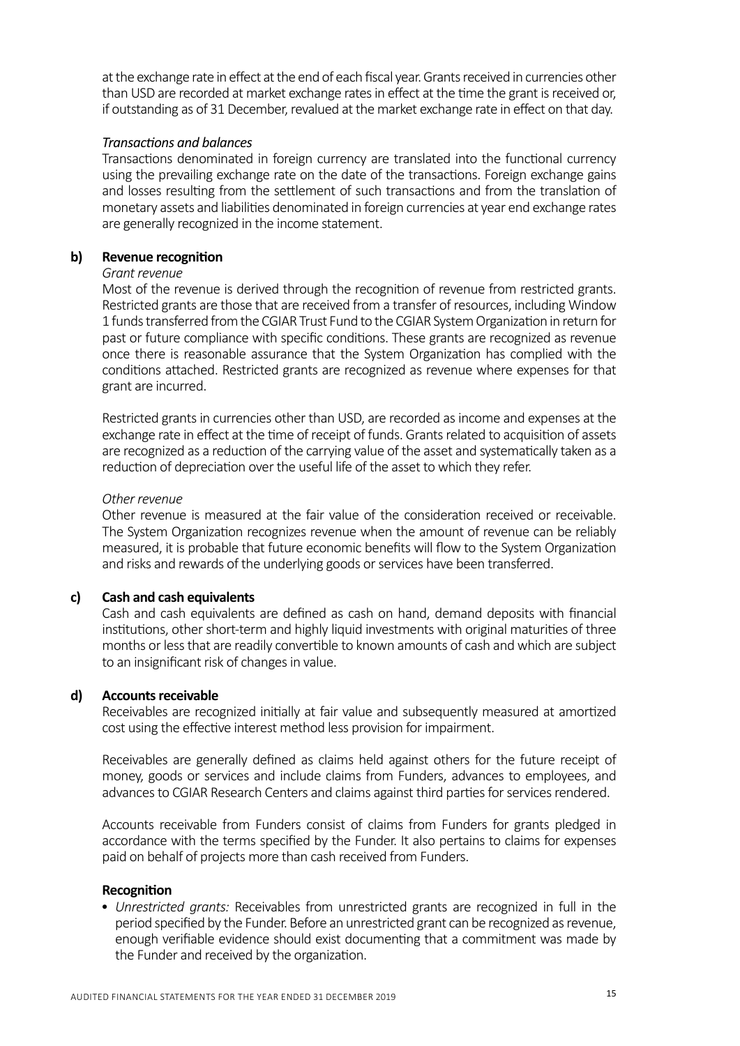at the exchange rate in effect at the end of each fiscal year. Grants received in currencies other than USD are recorded at market exchange rates in effect at the time the grant is received or, if outstanding as of 31 December, revalued at the market exchange rate in effect on that day.

*Transactions and balances*

Transactions denominated in foreign currency are translated into the functional currency using the prevailing exchange rate on the date of the transactions. Foreign exchange gains and losses resulting from the settlement of such transactions and from the translation of monetary assets and liabilities denominated in foreign currencies at year end exchange rates are generally recognized in the income statement.

**b) Revenue recognition**

*Grant revenue*

Most of the revenue is derived through the recognition of revenue from restricted grants. Restricted grants are those that are received from a transfer of resources, including Window 1 funds transferred from the CGIAR Trust Fund to the CGIAR System Organization in return for past or future compliance with specific conditions. These grants are recognized as revenue once there is reasonable assurance that the System Organization has complied with the conditions attached. Restricted grants are recognized as revenue where expenses for that grant are incurred.

Restricted grants in currencies other than USD, are recorded as income and expenses at the exchange rate in effect at the time of receipt of funds. Grants related to acquisition of assets are recognized as a reduction of the carrying value of the asset and systematically taken as a reduction of depreciation over the useful life of the asset to which they refer.

*Other revenue*

Other revenue is measured at the fair value of the consideration received or receivable. The System Organization recognizes revenue when the amount of revenue can be reliably measured, it is probable that future economic benefits will flow to the System Organization and risks and rewards of the underlying goods or services have been transferred.

**c) Cash and cash equivalents**

Cash and cash equivalents are defined as cash on hand, demand deposits with financial institutions, other short-term and highly liquid investments with original maturities of three months or less that are readily convertible to known amounts of cash and which are subject to an insignificant risk of changes in value.

**d) Accounts receivable**

Receivables are recognized initially at fair value and subsequently measured at amortized cost using the effective interest method less provision for impairment.

Receivables are generally defined as claims held against others for the future receipt of money, goods or services and include claims from Funders, advances to employees, and advances to CGIAR Research Centers and claims against third parties for services rendered.

Accounts receivable from Funders consist of claims from Funders for grants pledged in accordance with the terms specified by the Funder. It also pertains to claims for expenses paid on behalf of projects more than cash received from Funders.

**Recognition**

- *Unrestricted grants:* Receivables from unrestricted grants are recognized in full in the period specified by the Funder. Before an unrestricted grant can be recognized as revenue, enough verifiable evidence should exist documenting that a commitment was made by the Funder and received by the organization.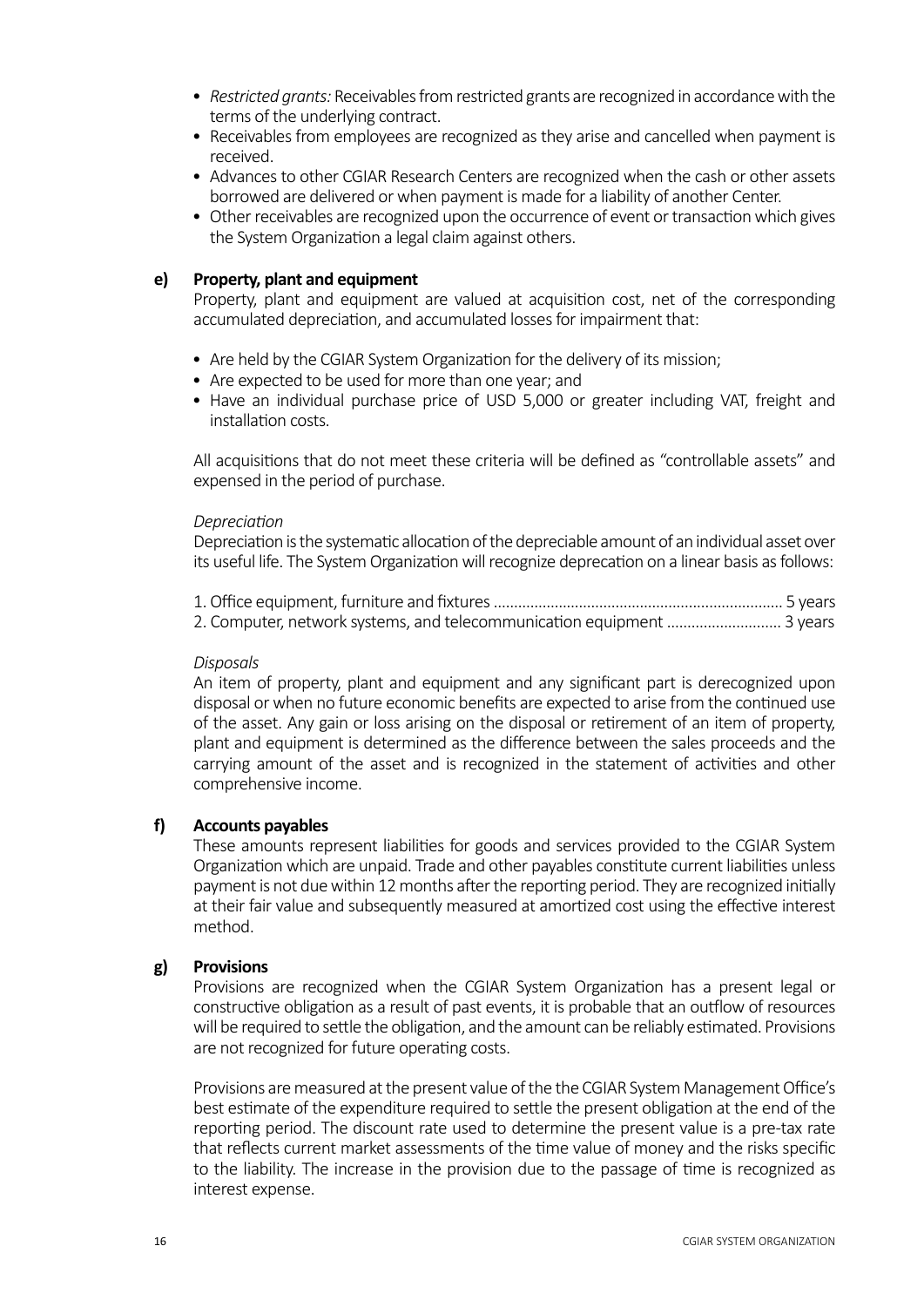- *Restricted grants:* Receivables from restricted grants are recognized in accordance with the terms of the underlying contract.
- Receivables from employees are recognized as they arise and cancelled when payment is received.
- Advances to other CGIAR Research Centers are recognized when the cash or other assets borrowed are delivered or when payment is made for a liability of another Center.
- Other receivables are recognized upon the occurrence of event or transaction which gives the System Organization a legal claim against others.

**e) Property, plant and equipment**

Property, plant and equipment are valued at acquisition cost, net of the corresponding accumulated depreciation, and accumulated losses for impairment that:

- Are held by the CGIAR System Organization for the delivery of its mission;
- Are expected to be used for more than one year; and
- Have an individual purchase price of USD 5,000 or greater including VAT, freight and installation costs.

All acquisitions that do not meet these criteria will be defined as "controllable assets" and expensed in the period of purchase.

*Depreciation*

Depreciation is the systematic allocation of the depreciable amount of an individual asset over its useful life. The System Organization will recognize deprecation on a linear basis as follows:

1. Office equipment, furniture and fixtures ...................................................................... 5 years
2. Computer, network systems, and telecommunication equipment ............................ 3 years

*Disposals*

An item of property, plant and equipment and any significant part is derecognized upon disposal or when no future economic benefits are expected to arise from the continued use of the asset. Any gain or loss arising on the disposal or retirement of an item of property, plant and equipment is determined as the difference between the sales proceeds and the carrying amount of the asset and is recognized in the statement of activities and other comprehensive income.

**f) Accounts payables**

These amounts represent liabilities for goods and services provided to the CGIAR System Organization which are unpaid. Trade and other payables constitute current liabilities unless payment is not due within 12 months after the reporting period. They are recognized initially at their fair value and subsequently measured at amortized cost using the effective interest method.

**g) Provisions**

Provisions are recognized when the CGIAR System Organization has a present legal or constructive obligation as a result of past events, it is probable that an outflow of resources will be required to settle the obligation, and the amount can be reliably estimated. Provisions are not recognized for future operating costs.

Provisions are measured at the present value of the the CGIAR System Management Office's best estimate of the expenditure required to settle the present obligation at the end of the reporting period. The discount rate used to determine the present value is a pre-tax rate that reflects current market assessments of the time value of money and the risks specific to the liability. The increase in the provision due to the passage of time is recognized as interest expense.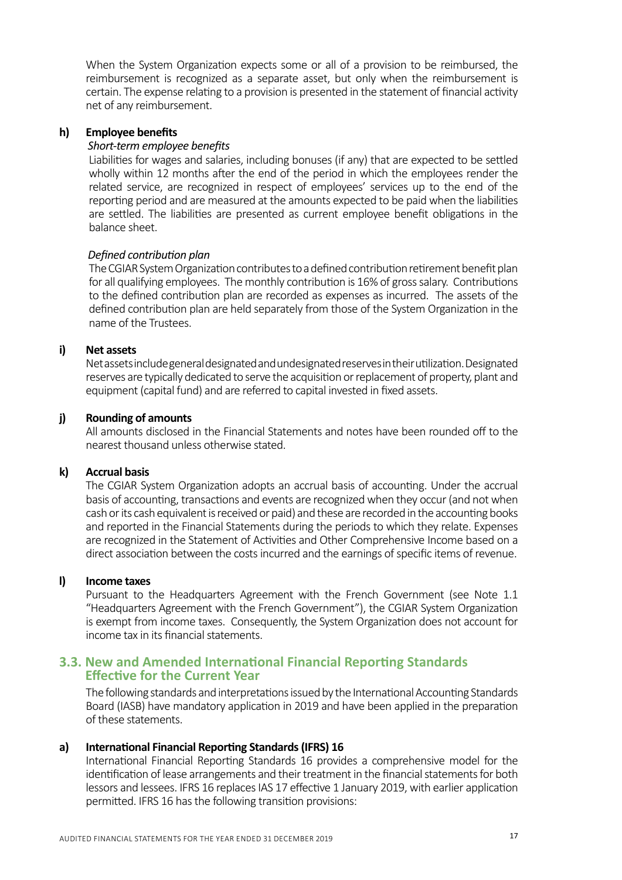When the System Organization expects some or all of a provision to be reimbursed, the reimbursement is recognized as a separate asset, but only when the reimbursement is certain. The expense relating to a provision is presented in the statement of financial activity net of any reimbursement.

**h) Employee benefits**

*Short-term employee benefits*

Liabilities for wages and salaries, including bonuses (if any) that are expected to be settled wholly within 12 months after the end of the period in which the employees render the related service, are recognized in respect of employees' services up to the end of the reporting period and are measured at the amounts expected to be paid when the liabilities are settled. The liabilities are presented as current employee benefit obligations in the balance sheet.

*Defined contribution plan*

The CGIAR System Organization contributes to a defined contribution retirement benefit plan for all qualifying employees. The monthly contribution is 16% of gross salary. Contributions to the defined contribution plan are recorded as expenses as incurred. The assets of the defined contribution plan are held separately from those of the System Organization in the name of the Trustees.

**i) Net assets**

Net assets include general designated and undesignated reserves in their utilization. Designated reserves are typically dedicated to serve the acquisition or replacement of property, plant and equipment (capital fund) and are referred to capital invested in fixed assets.

**j) Rounding of amounts**

All amounts disclosed in the Financial Statements and notes have been rounded off to the nearest thousand unless otherwise stated.

**k) Accrual basis**

The CGIAR System Organization adopts an accrual basis of accounting. Under the accrual basis of accounting, transactions and events are recognized when they occur (and not when cash or its cash equivalent is received or paid) and these are recorded in the accounting books and reported in the Financial Statements during the periods to which they relate. Expenses are recognized in the Statement of Activities and Other Comprehensive Income based on a direct association between the costs incurred and the earnings of specific items of revenue.

**l) Income taxes**

Pursuant to the Headquarters Agreement with the French Government (see Note 1.1 "Headquarters Agreement with the French Government"), the CGIAR System Organization is exempt from income taxes. Consequently, the System Organization does not account for income tax in its financial statements.

## 3.3. New and Amended International Financial Reporting Standards Effective for the Current Year

The following standards and interpretations issued by the International Accounting Standards Board (IASB) have mandatory application in 2019 and have been applied in the preparation of these statements.

**a) International Financial Reporting Standards (IFRS) 16**

International Financial Reporting Standards 16 provides a comprehensive model for the identification of lease arrangements and their treatment in the financial statements for both lessors and lessees. IFRS 16 replaces IAS 17 effective 1 January 2019, with earlier application permitted. IFRS 16 has the following transition provisions: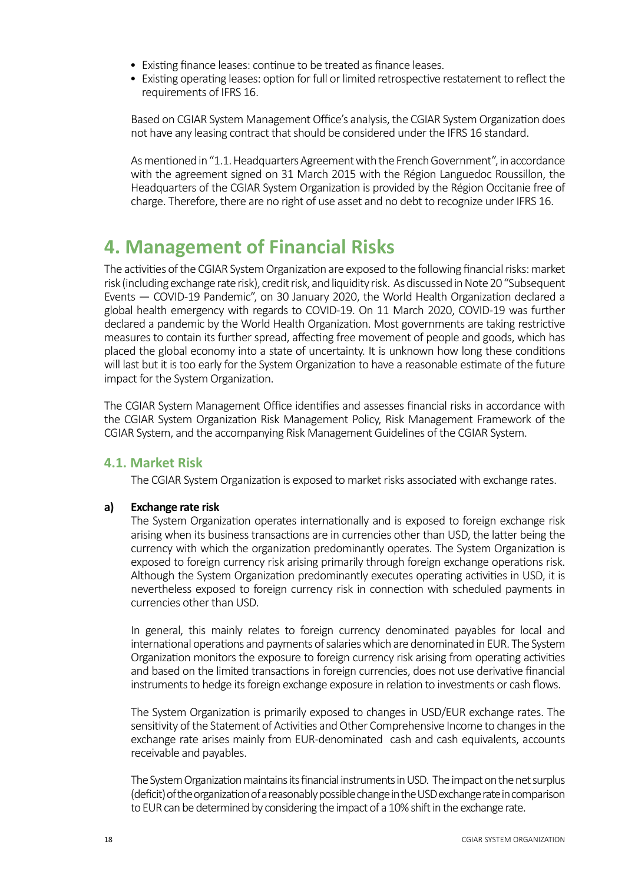- Existing finance leases: continue to be treated as finance leases.
- Existing operating leases: option for full or limited retrospective restatement to reflect the requirements of IFRS 16.

Based on CGIAR System Management Office's analysis, the CGIAR System Organization does not have any leasing contract that should be considered under the IFRS 16 standard.

As mentioned in "1.1. Headquarters Agreement with the French Government", in accordance with the agreement signed on 31 March 2015 with the Région Languedoc Roussillon, the Headquarters of the CGIAR System Organization is provided by the Région Occitanie free of charge. Therefore, there are no right of use asset and no debt to recognize under IFRS 16.

# 4. Management of Financial Risks

The activities of the CGIAR System Organization are exposed to the following financial risks: market risk (including exchange rate risk), credit risk, and liquidity risk. As discussed in Note 20 "Subsequent Events — COVID-19 Pandemic", on 30 January 2020, the World Health Organization declared a global health emergency with regards to COVID-19. On 11 March 2020, COVID-19 was further declared a pandemic by the World Health Organization. Most governments are taking restrictive measures to contain its further spread, affecting free movement of people and goods, which has placed the global economy into a state of uncertainty. It is unknown how long these conditions will last but it is too early for the System Organization to have a reasonable estimate of the future impact for the System Organization.

The CGIAR System Management Office identifies and assesses financial risks in accordance with the CGIAR System Organization Risk Management Policy, Risk Management Framework of the CGIAR System, and the accompanying Risk Management Guidelines of the CGIAR System.

## 4.1. Market Risk

The CGIAR System Organization is exposed to market risks associated with exchange rates.

**a) Exchange rate risk**

The System Organization operates internationally and is exposed to foreign exchange risk arising when its business transactions are in currencies other than USD, the latter being the currency with which the organization predominantly operates. The System Organization is exposed to foreign currency risk arising primarily through foreign exchange operations risk. Although the System Organization predominantly executes operating activities in USD, it is nevertheless exposed to foreign currency risk in connection with scheduled payments in currencies other than USD.

In general, this mainly relates to foreign currency denominated payables for local and international operations and payments of salaries which are denominated in EUR. The System Organization monitors the exposure to foreign currency risk arising from operating activities and based on the limited transactions in foreign currencies, does not use derivative financial instruments to hedge its foreign exchange exposure in relation to investments or cash flows.

The System Organization is primarily exposed to changes in USD/EUR exchange rates. The sensitivity of the Statement of Activities and Other Comprehensive Income to changes in the exchange rate arises mainly from EUR-denominated cash and cash equivalents, accounts receivable and payables.

The System Organization maintains its financial instruments in USD. The impact on the net surplus (deficit) of the organization of a reasonably possible change in the USD exchange rate in comparison to EUR can be determined by considering the impact of a 10% shift in the exchange rate.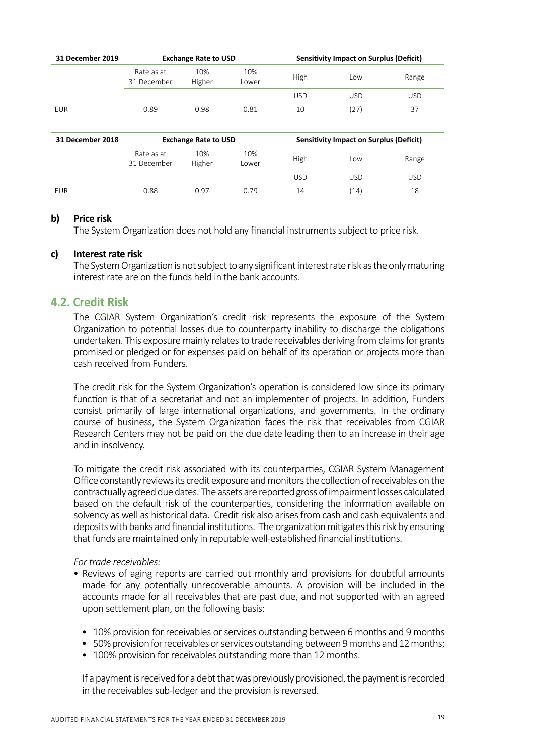| 31 December 2019 | Exchange Rate to USD | | | Sensitivity Impact on Surplus (Deficit) | | |
|---|---|---|---|---|---|---|
| | Rate as at 31 December | 10% Higher | 10% Lower | High | Low | Range |
| | | | | USD | USD | USD |
| EUR | 0.89 | 0.98 | 0.81 | 10 | (27) | 37 |

| 31 December 2018 | Exchange Rate to USD | | | Sensitivity Impact on Surplus (Deficit) | | |
|---|---|---|---|---|---|---|
| | Rate as at 31 December | 10% Higher | 10% Lower | High | Low | Range |
| | | | | USD | USD | USD |
| EUR | 0.88 | 0.97 | 0.79 | 14 | (14) | 18 |

**b) Price risk**

The System Organization does not hold any financial instruments subject to price risk.

**c) Interest rate risk**

The System Organization is not subject to any significant interest rate risk as the only maturing interest rate are on the funds held in the bank accounts.

## 4.2. Credit Risk

The CGIAR System Organization's credit risk represents the exposure of the System Organization to potential losses due to counterparty inability to discharge the obligations undertaken. This exposure mainly relates to trade receivables deriving from claims for grants promised or pledged or for expenses paid on behalf of its operation or projects more than cash received from Funders.

The credit risk for the System Organization's operation is considered low since its primary function is that of a secretariat and not an implementer of projects. In addition, Funders consist primarily of large international organizations, and governments. In the ordinary course of business, the System Organization faces the risk that receivables from CGIAR Research Centers may not be paid on the due date leading then to an increase in their age and in insolvency.

To mitigate the credit risk associated with its counterparties, CGIAR System Management Office constantly reviews its credit exposure and monitors the collection of receivables on the contractually agreed due dates. The assets are reported gross of impairment losses calculated based on the default risk of the counterparties, considering the information available on solvency as well as historical data. Credit risk also arises from cash and cash equivalents and deposits with banks and financial institutions. The organization mitigates this risk by ensuring that funds are maintained only in reputable well-established financial institutions.

*For trade receivables:*

- Reviews of aging reports are carried out monthly and provisions for doubtful amounts made for any potentially unrecoverable amounts. A provision will be included in the accounts made for all receivables that are past due, and not supported with an agreed upon settlement plan, on the following basis:

  - 10% provision for receivables or services outstanding between 6 months and 9 months
  - 50% provision for receivables or services outstanding between 9 months and 12 months;
  - 100% provision for receivables outstanding more than 12 months.

  If a payment is received for a debt that was previously provisioned, the payment is recorded in the receivables sub-ledger and the provision is reversed.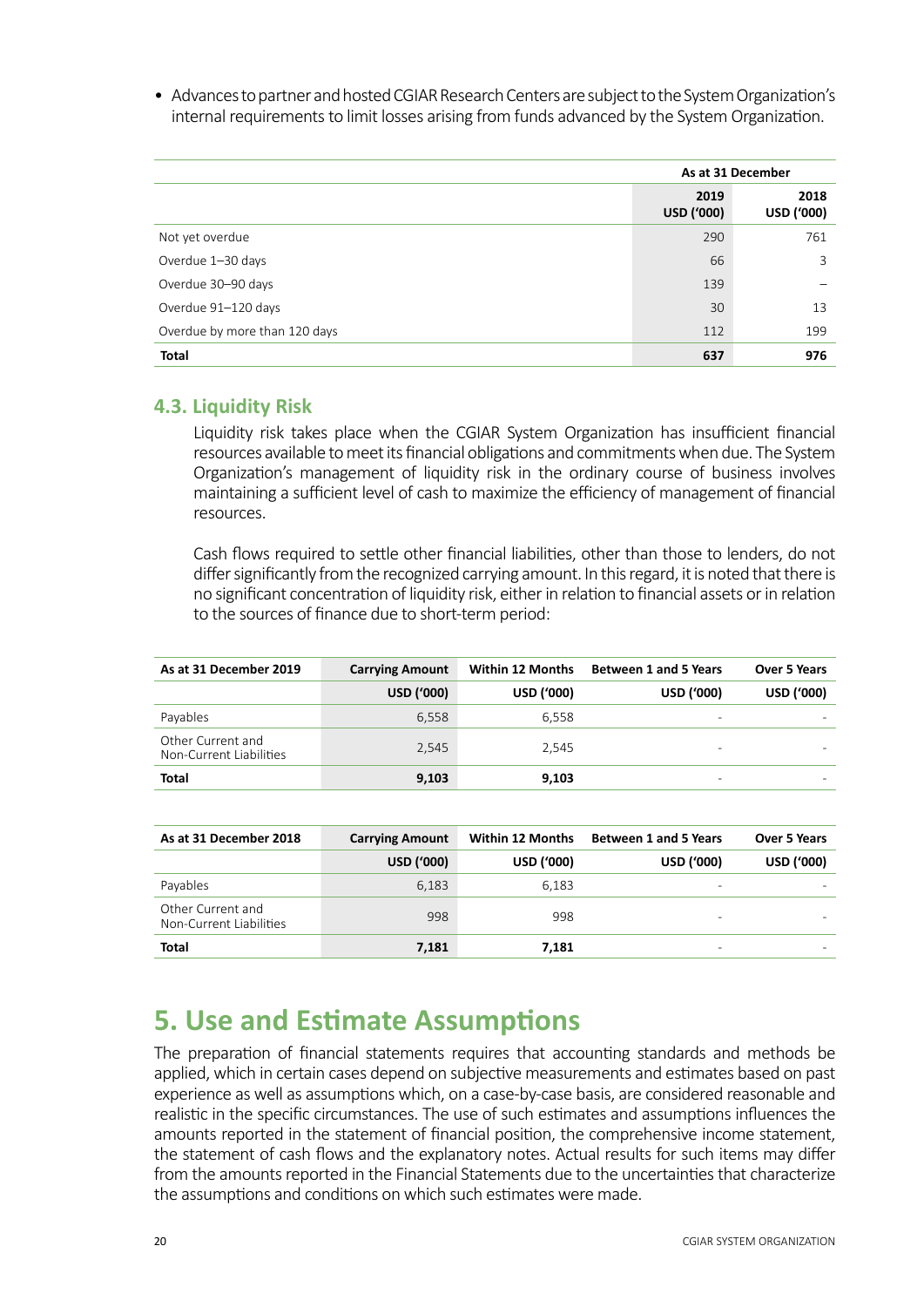- Advances to partner and hosted CGIAR Research Centers are subject to the System Organization's internal requirements to limit losses arising from funds advanced by the System Organization.

| | As at 31 December | |
|---|---|---|
| | 2019 USD ('000) | 2018 USD ('000) |
| Not yet overdue | 290 | 761 |
| Overdue 1–30 days | 66 | 3 |
| Overdue 30–90 days | 139 | – |
| Overdue 91–120 days | 30 | 13 |
| Overdue by more than 120 days | 112 | 199 |
| **Total** | **637** | **976** |

### 4.3. Liquidity Risk

Liquidity risk takes place when the CGIAR System Organization has insufficient financial resources available to meet its financial obligations and commitments when due. The System Organization's management of liquidity risk in the ordinary course of business involves maintaining a sufficient level of cash to maximize the efficiency of management of financial resources.

Cash flows required to settle other financial liabilities, other than those to lenders, do not differ significantly from the recognized carrying amount. In this regard, it is noted that there is no significant concentration of liquidity risk, either in relation to financial assets or in relation to the sources of finance due to short-term period:

| As at 31 December 2019 | Carrying Amount | Within 12 Months | Between 1 and 5 Years | Over 5 Years |
|---|---|---|---|---|
| | USD ('000) | USD ('000) | USD ('000) | USD ('000) |
| Payables | 6,558 | 6,558 | - | - |
| Other Current and Non-Current Liabilities | 2,545 | 2,545 | - | - |
| **Total** | **9,103** | **9,103** | - | - |

| As at 31 December 2018 | Carrying Amount | Within 12 Months | Between 1 and 5 Years | Over 5 Years |
|---|---|---|---|---|
| | USD ('000) | USD ('000) | USD ('000) | USD ('000) |
| Payables | 6,183 | 6,183 | - | - |
| Other Current and Non-Current Liabilities | 998 | 998 | - | - |
| **Total** | **7,181** | **7,181** | - | - |

# 5. Use and Estimate Assumptions

The preparation of financial statements requires that accounting standards and methods be applied, which in certain cases depend on subjective measurements and estimates based on past experience as well as assumptions which, on a case-by-case basis, are considered reasonable and realistic in the specific circumstances. The use of such estimates and assumptions influences the amounts reported in the statement of financial position, the comprehensive income statement, the statement of cash flows and the explanatory notes. Actual results for such items may differ from the amounts reported in the Financial Statements due to the uncertainties that characterize the assumptions and conditions on which such estimates were made.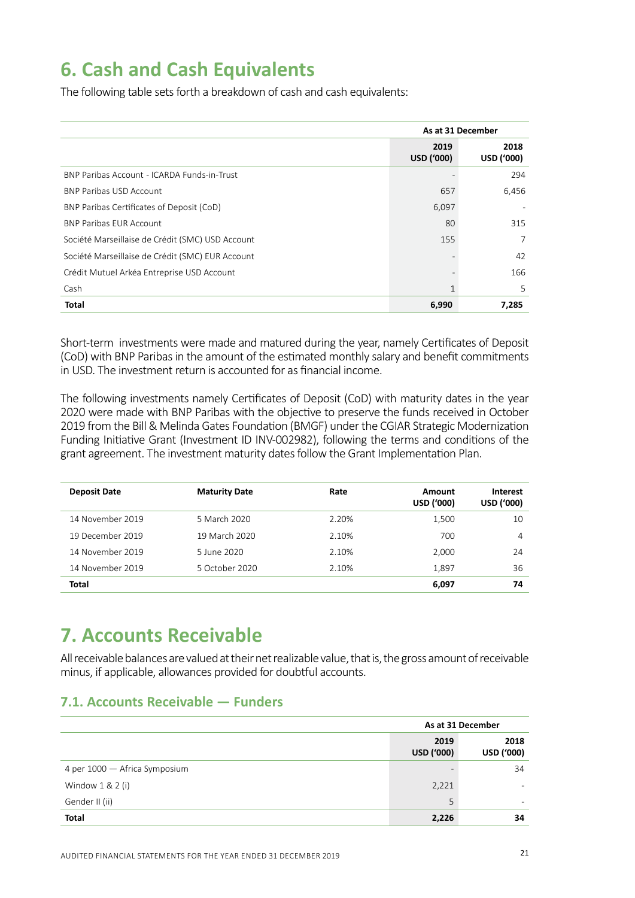# 6. Cash and Cash Equivalents

The following table sets forth a breakdown of cash and cash equivalents:

| | As at 31 December | |
|---|---|---|
| | 2019 USD ('000) | 2018 USD ('000) |
| BNP Paribas Account - ICARDA Funds-in-Trust | - | 294 |
| BNP Paribas USD Account | 657 | 6,456 |
| BNP Paribas Certificates of Deposit (CoD) | 6,097 | - |
| BNP Paribas EUR Account | 80 | 315 |
| Société Marseillaise de Crédit (SMC) USD Account | 155 | 7 |
| Société Marseillaise de Crédit (SMC) EUR Account | - | 42 |
| Crédit Mutuel Arkéa Entreprise USD Account | - | 166 |
| Cash | 1 | 5 |
| **Total** | **6,990** | **7,285** |

Short-term investments were made and matured during the year, namely Certificates of Deposit (CoD) with BNP Paribas in the amount of the estimated monthly salary and benefit commitments in USD. The investment return is accounted for as financial income.

The following investments namely Certificates of Deposit (CoD) with maturity dates in the year 2020 were made with BNP Paribas with the objective to preserve the funds received in October 2019 from the Bill & Melinda Gates Foundation (BMGF) under the CGIAR Strategic Modernization Funding Initiative Grant (Investment ID INV-002982), following the terms and conditions of the grant agreement. The investment maturity dates follow the Grant Implementation Plan.

| Deposit Date | Maturity Date | Rate | Amount USD ('000) | Interest USD ('000) |
|---|---|---|---|---|
| 14 November 2019 | 5 March 2020 | 2.20% | 1,500 | 10 |
| 19 December 2019 | 19 March 2020 | 2.10% | 700 | 4 |
| 14 November 2019 | 5 June 2020 | 2.10% | 2,000 | 24 |
| 14 November 2019 | 5 October 2020 | 2.10% | 1,897 | 36 |
| **Total** | | | **6,097** | **74** |

# 7. Accounts Receivable

All receivable balances are valued at their net realizable value, that is, the gross amount of receivable minus, if applicable, allowances provided for doubtful accounts.

## 7.1. Accounts Receivable — Funders

| | As at 31 December | |
|---|---|---|
| | 2019 USD ('000) | 2018 USD ('000) |
| 4 per 1000 — Africa Symposium | - | 34 |
| Window 1 & 2 (i) | 2,221 | - |
| Gender II (ii) | 5 | - |
| **Total** | **2,226** | **34** |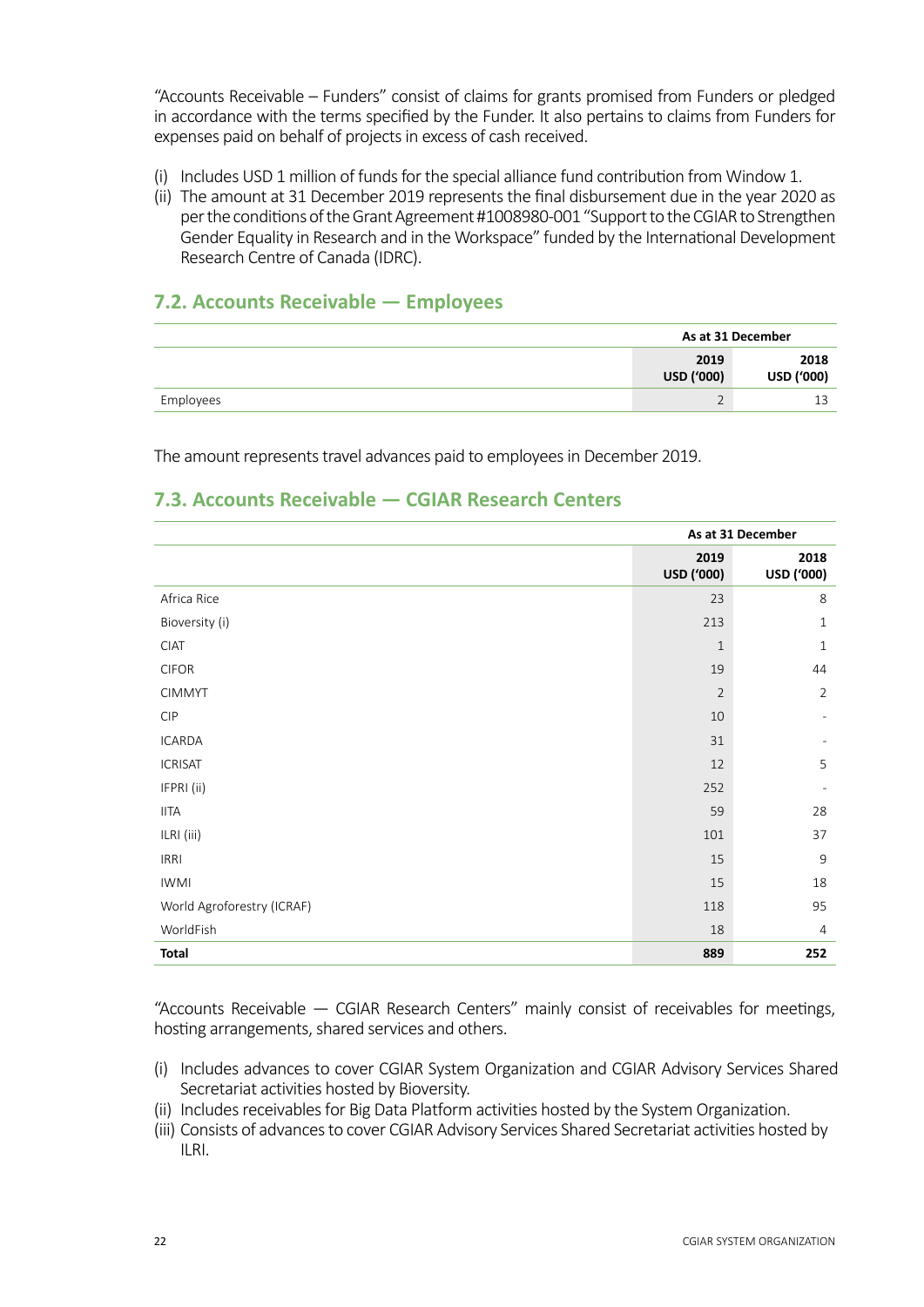"Accounts Receivable – Funders" consist of claims for grants promised from Funders or pledged in accordance with the terms specified by the Funder. It also pertains to claims from Funders for expenses paid on behalf of projects in excess of cash received.

(i) Includes USD 1 million of funds for the special alliance fund contribution from Window 1.
(ii) The amount at 31 December 2019 represents the final disbursement due in the year 2020 as per the conditions of the Grant Agreement #1008980-001 "Support to the CGIAR to Strengthen Gender Equality in Research and in the Workspace" funded by the International Development Research Centre of Canada (IDRC).

## 7.2. Accounts Receivable — Employees

| | As at 31 December | |
|---|---|---|
| | **2019 USD ('000)** | **2018 USD ('000)** |
| Employees | 2 | 13 |

The amount represents travel advances paid to employees in December 2019.

## 7.3. Accounts Receivable — CGIAR Research Centers

| | As at 31 December | |
|---|---|---|
| | **2019 USD ('000)** | **2018 USD ('000)** |
| Africa Rice | 23 | 8 |
| Bioversity (i) | 213 | 1 |
| CIAT | 1 | 1 |
| CIFOR | 19 | 44 |
| CIMMYT | 2 | 2 |
| CIP | 10 | - |
| ICARDA | 31 | - |
| ICRISAT | 12 | 5 |
| IFPRI (ii) | 252 | - |
| IITA | 59 | 28 |
| ILRI (iii) | 101 | 37 |
| IRRI | 15 | 9 |
| IWMI | 15 | 18 |
| World Agroforestry (ICRAF) | 118 | 95 |
| WorldFish | 18 | 4 |
| **Total** | **889** | **252** |

"Accounts Receivable — CGIAR Research Centers" mainly consist of receivables for meetings, hosting arrangements, shared services and others.

(i) Includes advances to cover CGIAR System Organization and CGIAR Advisory Services Shared Secretariat activities hosted by Bioversity.
(ii) Includes receivables for Big Data Platform activities hosted by the System Organization.
(iii) Consists of advances to cover CGIAR Advisory Services Shared Secretariat activities hosted by ILRI.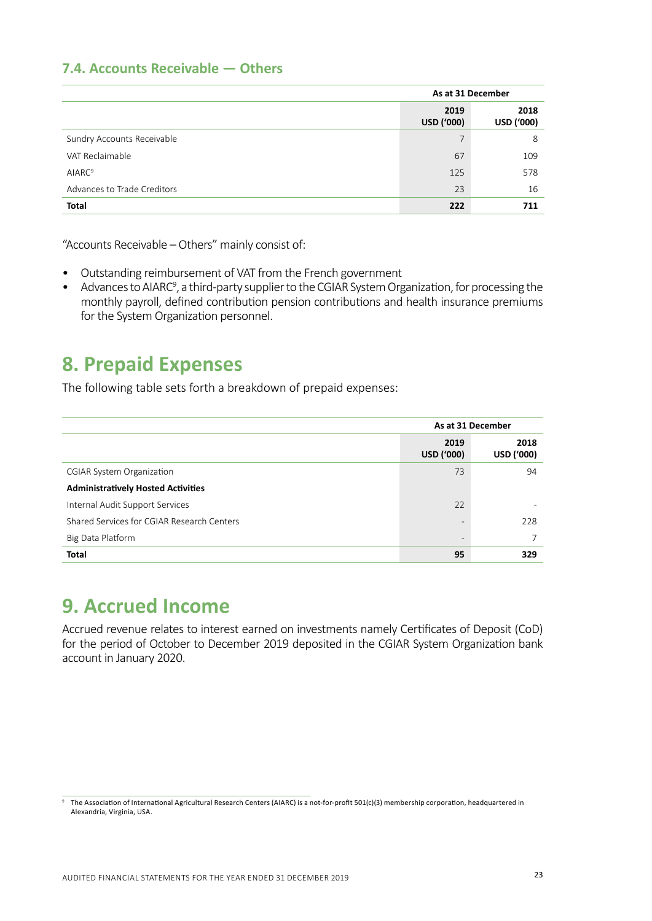### 7.4. Accounts Receivable — Others

| | As at 31 December | |
|---|---|---|
| | **2019 USD ('000)** | **2018 USD ('000)** |
| Sundry Accounts Receivable | 7 | 8 |
| VAT Reclaimable | 67 | 109 |
| AIARC[9] | 125 | 578 |
| Advances to Trade Creditors | 23 | 16 |
| **Total** | **222** | **711** |

"Accounts Receivable – Others" mainly consist of:

- Outstanding reimbursement of VAT from the French government
- Advances to AIARC[9], a third-party supplier to the CGIAR System Organization, for processing the monthly payroll, defined contribution pension contributions and health insurance premiums for the System Organization personnel.

## 8. Prepaid Expenses

The following table sets forth a breakdown of prepaid expenses:

| | As at 31 December | |
|---|---|---|
| | **2019 USD ('000)** | **2018 USD ('000)** |
| CGIAR System Organization | 73 | 94 |
| **Administratively Hosted Activities** | | |
| Internal Audit Support Services | 22 | - |
| Shared Services for CGIAR Research Centers | - | 228 |
| Big Data Platform | - | 7 |
| **Total** | **95** | **329** |

## 9. Accrued Income

Accrued revenue relates to interest earned on investments namely Certificates of Deposit (CoD) for the period of October to December 2019 deposited in the CGIAR System Organization bank account in January 2020.

[9] The Association of International Agricultural Research Centers (AIARC) is a not-for-profit 501(c)(3) membership corporation, headquartered in Alexandria, Virginia, USA.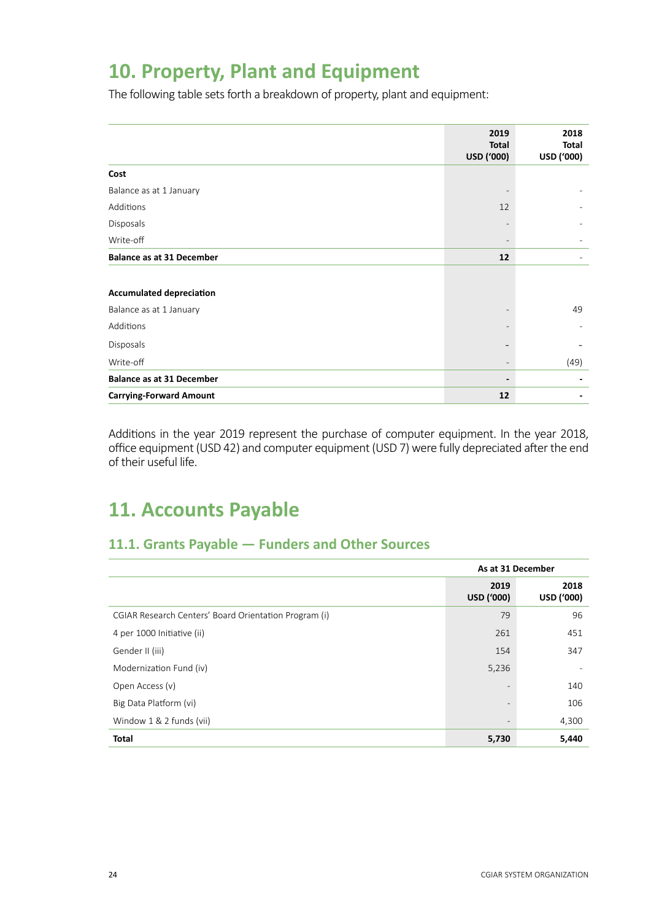# 10. Property, Plant and Equipment

The following table sets forth a breakdown of property, plant and equipment:

| | 2019 Total USD ('000) | 2018 Total USD ('000) |
|---|---|---|
| **Cost** | | |
| Balance as at 1 January | - | - |
| Additions | 12 | - |
| Disposals | - | - |
| Write-off | - | - |
| **Balance as at 31 December** | **12** | - |
| | | |
| **Accumulated depreciation** | | |
| Balance as at 1 January | - | 49 |
| Additions | - | - |
| Disposals | - | - |
| Write-off | - | (49) |
| **Balance as at 31 December** | **-** | **-** |
| **Carrying-Forward Amount** | **12** | **-** |

Additions in the year 2019 represent the purchase of computer equipment. In the year 2018, office equipment (USD 42) and computer equipment (USD 7) were fully depreciated after the end of their useful life.

# 11. Accounts Payable

## 11.1. Grants Payable — Funders and Other Sources

| | As at 31 December | |
|---|---|---|
| | 2019 USD ('000) | 2018 USD ('000) |
| CGIAR Research Centers' Board Orientation Program (i) | 79 | 96 |
| 4 per 1000 Initiative (ii) | 261 | 451 |
| Gender II (iii) | 154 | 347 |
| Modernization Fund (iv) | 5,236 | - |
| Open Access (v) | - | 140 |
| Big Data Platform (vi) | - | 106 |
| Window 1 & 2 funds (vii) | - | 4,300 |
| **Total** | **5,730** | **5,440** |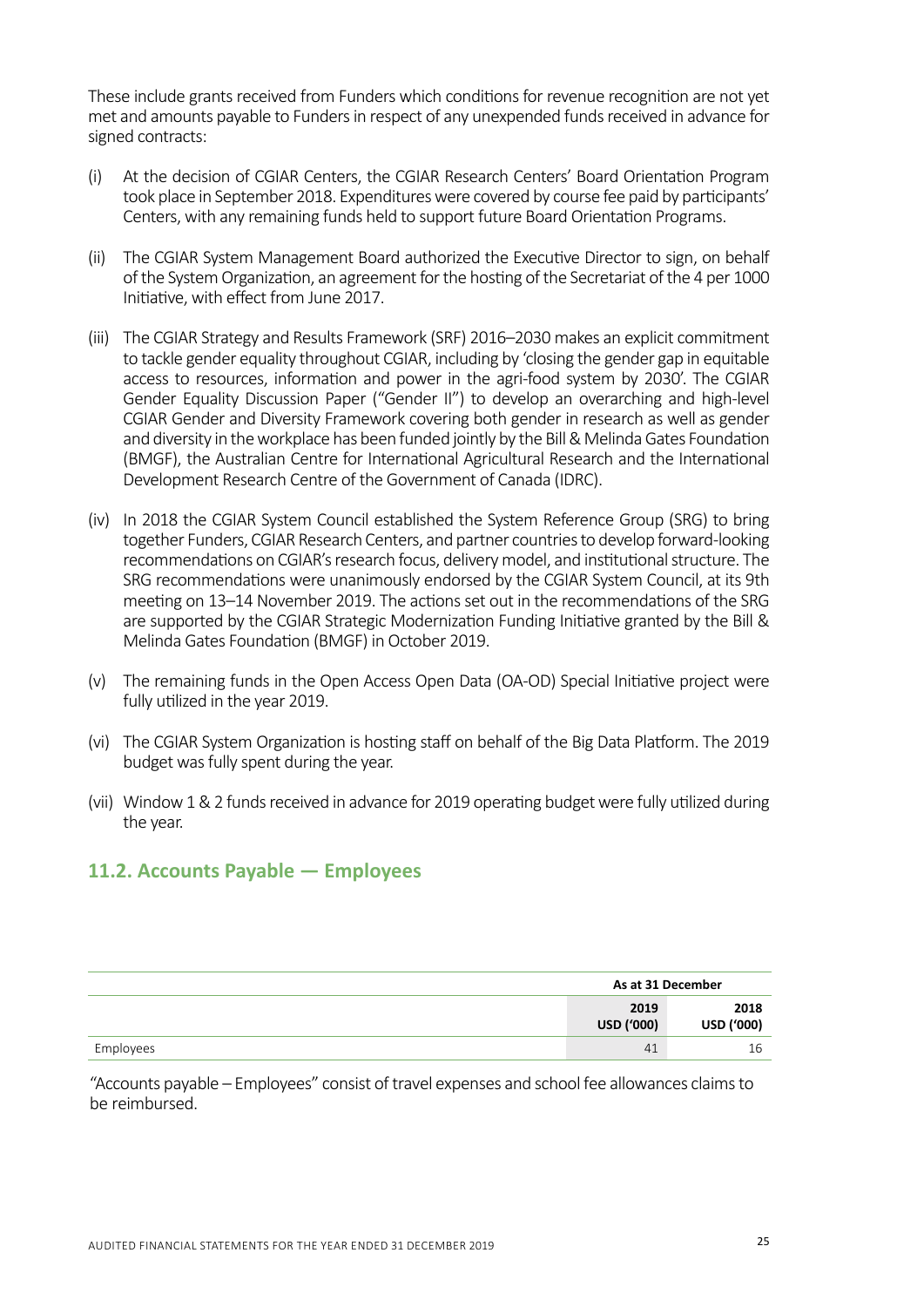These include grants received from Funders which conditions for revenue recognition are not yet met and amounts payable to Funders in respect of any unexpended funds received in advance for signed contracts:

(i) At the decision of CGIAR Centers, the CGIAR Research Centers' Board Orientation Program took place in September 2018. Expenditures were covered by course fee paid by participants' Centers, with any remaining funds held to support future Board Orientation Programs.

(ii) The CGIAR System Management Board authorized the Executive Director to sign, on behalf of the System Organization, an agreement for the hosting of the Secretariat of the 4 per 1000 Initiative, with effect from June 2017.

(iii) The CGIAR Strategy and Results Framework (SRF) 2016–2030 makes an explicit commitment to tackle gender equality throughout CGIAR, including by 'closing the gender gap in equitable access to resources, information and power in the agri-food system by 2030'. The CGIAR Gender Equality Discussion Paper ("Gender II") to develop an overarching and high-level CGIAR Gender and Diversity Framework covering both gender in research as well as gender and diversity in the workplace has been funded jointly by the Bill & Melinda Gates Foundation (BMGF), the Australian Centre for International Agricultural Research and the International Development Research Centre of the Government of Canada (IDRC).

(iv) In 2018 the CGIAR System Council established the System Reference Group (SRG) to bring together Funders, CGIAR Research Centers, and partner countries to develop forward-looking recommendations on CGIAR's research focus, delivery model, and institutional structure. The SRG recommendations were unanimously endorsed by the CGIAR System Council, at its 9th meeting on 13–14 November 2019. The actions set out in the recommendations of the SRG are supported by the CGIAR Strategic Modernization Funding Initiative granted by the Bill & Melinda Gates Foundation (BMGF) in October 2019.

(v) The remaining funds in the Open Access Open Data (OA-OD) Special Initiative project were fully utilized in the year 2019.

(vi) The CGIAR System Organization is hosting staff on behalf of the Big Data Platform. The 2019 budget was fully spent during the year.

(vii) Window 1 & 2 funds received in advance for 2019 operating budget were fully utilized during the year.

## 11.2. Accounts Payable — Employees

| | As at 31 December | |
|---|---|---|
| | **2019 USD ('000)** | **2018 USD ('000)** |
| Employees | 41 | 16 |

"Accounts payable – Employees" consist of travel expenses and school fee allowances claims to be reimbursed.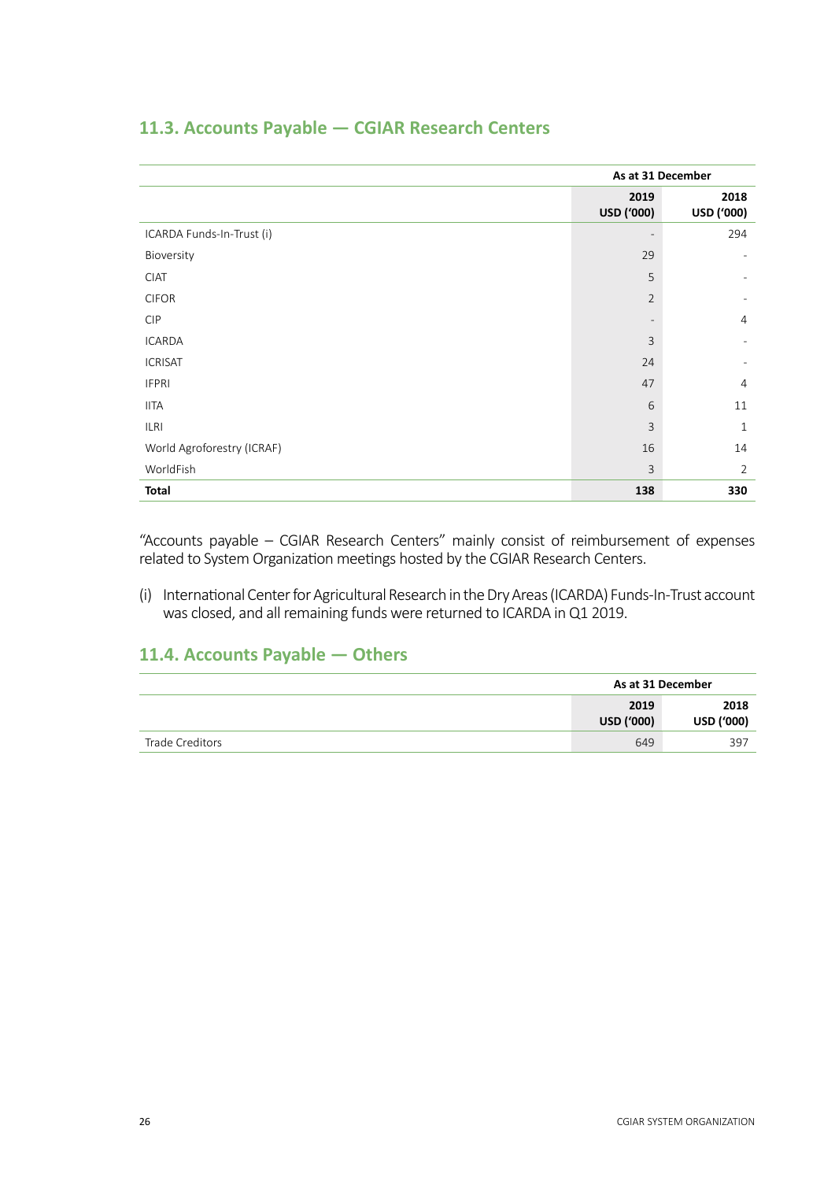## 11.3. Accounts Payable — CGIAR Research Centers

| | As at 31 December | |
|---|---|---|
| | 2019 USD ('000) | 2018 USD ('000) |
| ICARDA Funds-In-Trust (i) | - | 294 |
| Bioversity | 29 | - |
| CIAT | 5 | - |
| CIFOR | 2 | - |
| CIP | - | 4 |
| ICARDA | 3 | - |
| ICRISAT | 24 | - |
| IFPRI | 47 | 4 |
| IITA | 6 | 11 |
| ILRI | 3 | 1 |
| World Agroforestry (ICRAF) | 16 | 14 |
| WorldFish | 3 | 2 |
| **Total** | **138** | **330** |

"Accounts payable – CGIAR Research Centers" mainly consist of reimbursement of expenses related to System Organization meetings hosted by the CGIAR Research Centers.

(i) International Center for Agricultural Research in the Dry Areas (ICARDA) Funds-In-Trust account was closed, and all remaining funds were returned to ICARDA in Q1 2019.

## 11.4. Accounts Payable — Others

| | As at 31 December | |
|---|---|---|
| | 2019 USD ('000) | 2018 USD ('000) |
| Trade Creditors | 649 | 397 |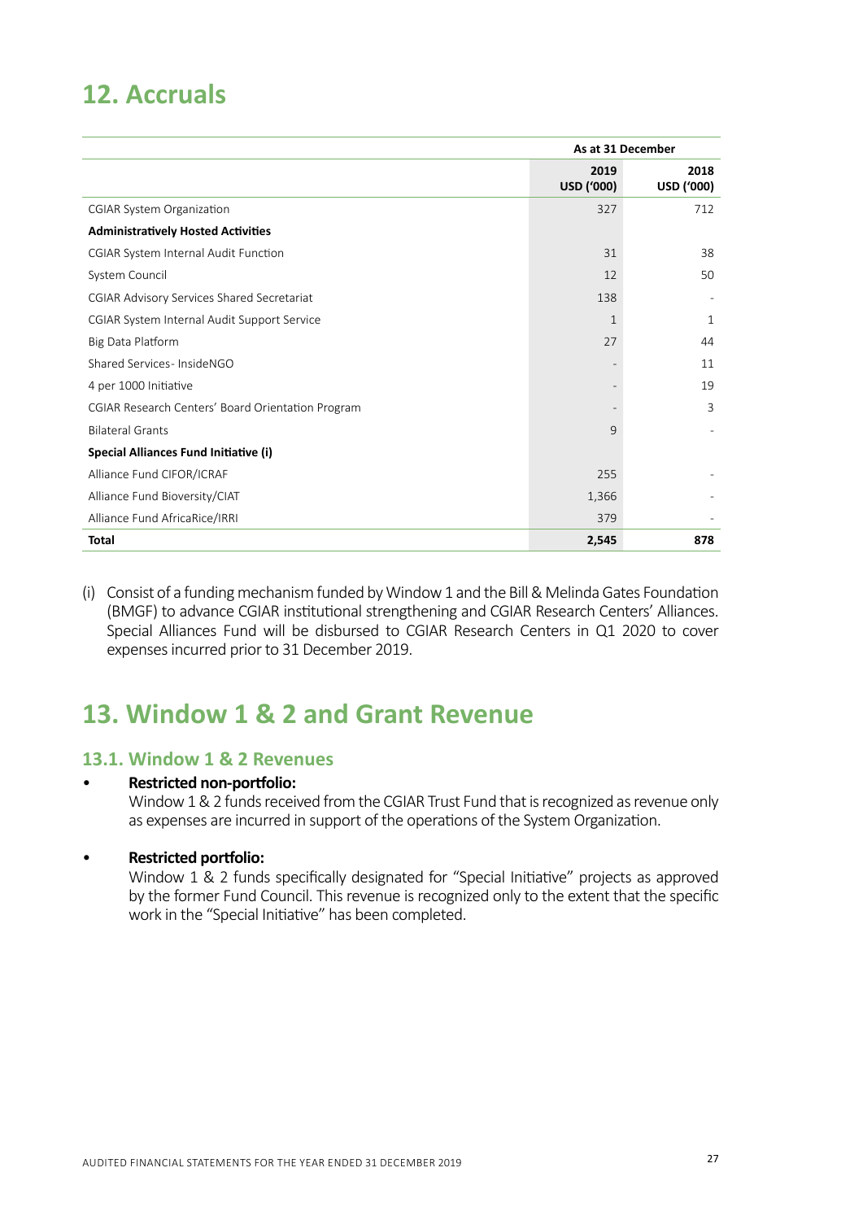## 12. Accruals

| | As at 31 December | |
|---|---|---|
| | 2019 USD ('000) | 2018 USD ('000) |
| CGIAR System Organization | 327 | 712 |
| **Administratively Hosted Activities** | | |
| CGIAR System Internal Audit Function | 31 | 38 |
| System Council | 12 | 50 |
| CGIAR Advisory Services Shared Secretariat | 138 | - |
| CGIAR System Internal Audit Support Service | 1 | 1 |
| Big Data Platform | 27 | 44 |
| Shared Services- InsideNGO | - | 11 |
| 4 per 1000 Initiative | - | 19 |
| CGIAR Research Centers' Board Orientation Program | - | 3 |
| Bilateral Grants | 9 | - |
| **Special Alliances Fund Initiative (i)** | | |
| Alliance Fund CIFOR/ICRAF | 255 | - |
| Alliance Fund Bioversity/CIAT | 1,366 | - |
| Alliance Fund AfricaRice/IRRI | 379 | - |
| **Total** | **2,545** | **878** |

(i) Consist of a funding mechanism funded by Window 1 and the Bill & Melinda Gates Foundation (BMGF) to advance CGIAR institutional strengthening and CGIAR Research Centers' Alliances. Special Alliances Fund will be disbursed to CGIAR Research Centers in Q1 2020 to cover expenses incurred prior to 31 December 2019.

## 13. Window 1 & 2 and Grant Revenue

### 13.1. Window 1 & 2 Revenues

- **Restricted non-portfolio:**
  Window 1 & 2 funds received from the CGIAR Trust Fund that is recognized as revenue only as expenses are incurred in support of the operations of the System Organization.

- **Restricted portfolio:**
  Window 1 & 2 funds specifically designated for "Special Initiative" projects as approved by the former Fund Council. This revenue is recognized only to the extent that the specific work in the "Special Initiative" has been completed.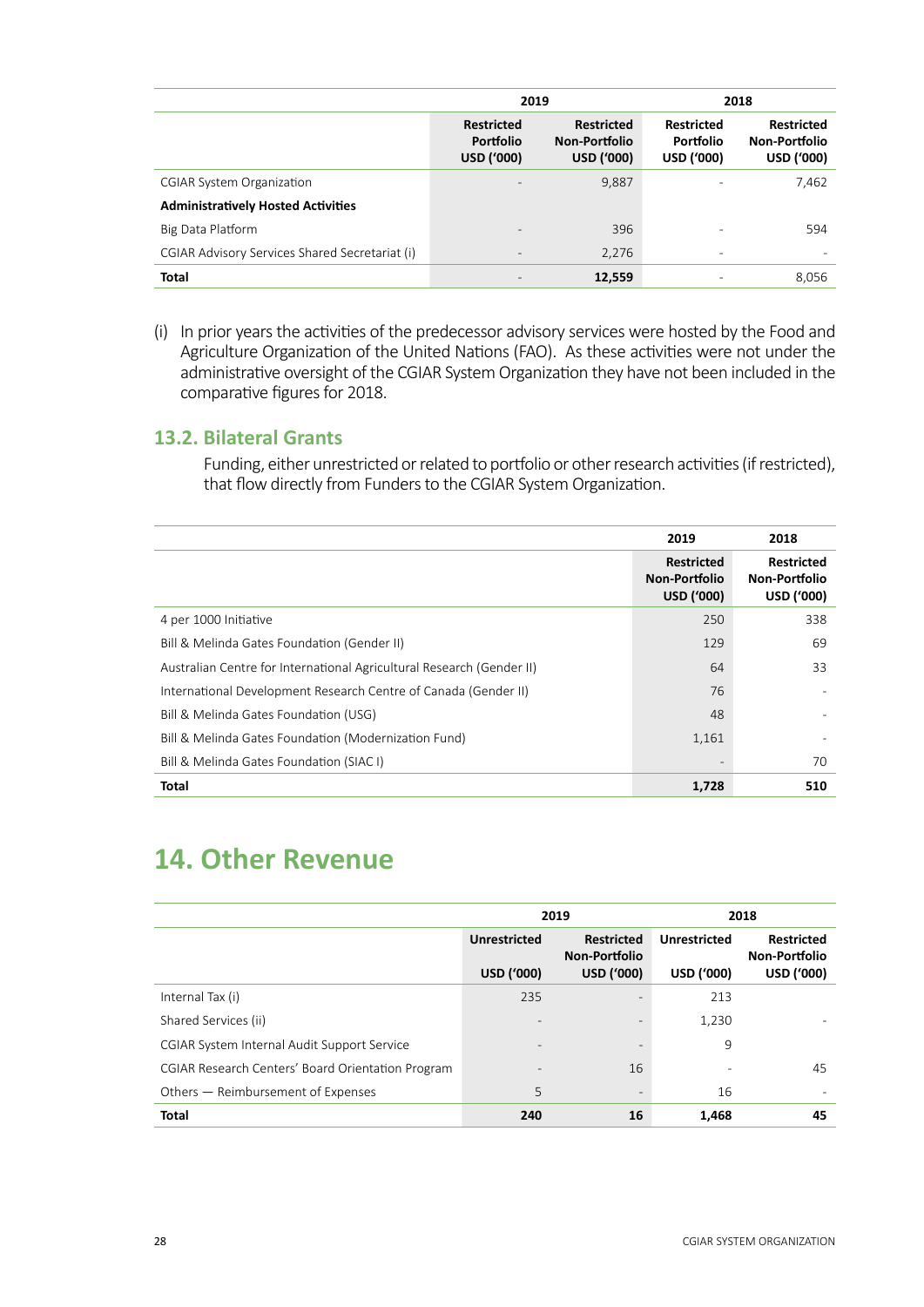| | 2019 | | 2018 | |
|---|---|---|---|---|
| | **Restricted Portfolio USD ('000)** | **Restricted Non-Portfolio USD ('000)** | **Restricted Portfolio USD ('000)** | **Restricted Non-Portfolio USD ('000)** |
| CGIAR System Organization | - | 9,887 | - | 7,462 |
| **Administratively Hosted Activities** | | | | |
| Big Data Platform | - | 396 | - | 594 |
| CGIAR Advisory Services Shared Secretariat (i) | - | 2,276 | - | - |
| **Total** | - | **12,559** | - | 8,056 |

(i) In prior years the activities of the predecessor advisory services were hosted by the Food and Agriculture Organization of the United Nations (FAO). As these activities were not under the administrative oversight of the CGIAR System Organization they have not been included in the comparative figures for 2018.

### 13.2. Bilateral Grants

Funding, either unrestricted or related to portfolio or other research activities (if restricted), that flow directly from Funders to the CGIAR System Organization.

| | 2019 | 2018 |
|---|---|---|
| | **Restricted Non-Portfolio USD ('000)** | **Restricted Non-Portfolio USD ('000)** |
| 4 per 1000 Initiative | 250 | 338 |
| Bill & Melinda Gates Foundation (Gender II) | 129 | 69 |
| Australian Centre for International Agricultural Research (Gender II) | 64 | 33 |
| International Development Research Centre of Canada (Gender II) | 76 | - |
| Bill & Melinda Gates Foundation (USG) | 48 | - |
| Bill & Melinda Gates Foundation (Modernization Fund) | 1,161 | - |
| Bill & Melinda Gates Foundation (SIAC I) | - | 70 |
| **Total** | **1,728** | **510** |

## 14. Other Revenue

| | 2019 | | 2018 | |
|---|---|---|---|---|
| | **Unrestricted USD ('000)** | **Restricted Non-Portfolio USD ('000)** | **Unrestricted USD ('000)** | **Restricted Non-Portfolio USD ('000)** |
| Internal Tax (i) | 235 | - | 213 | |
| Shared Services (ii) | - | - | 1,230 | - |
| CGIAR System Internal Audit Support Service | - | - | 9 | |
| CGIAR Research Centers' Board Orientation Program | - | 16 | - | 45 |
| Others — Reimbursement of Expenses | 5 | - | 16 | - |
| **Total** | **240** | **16** | **1,468** | **45** |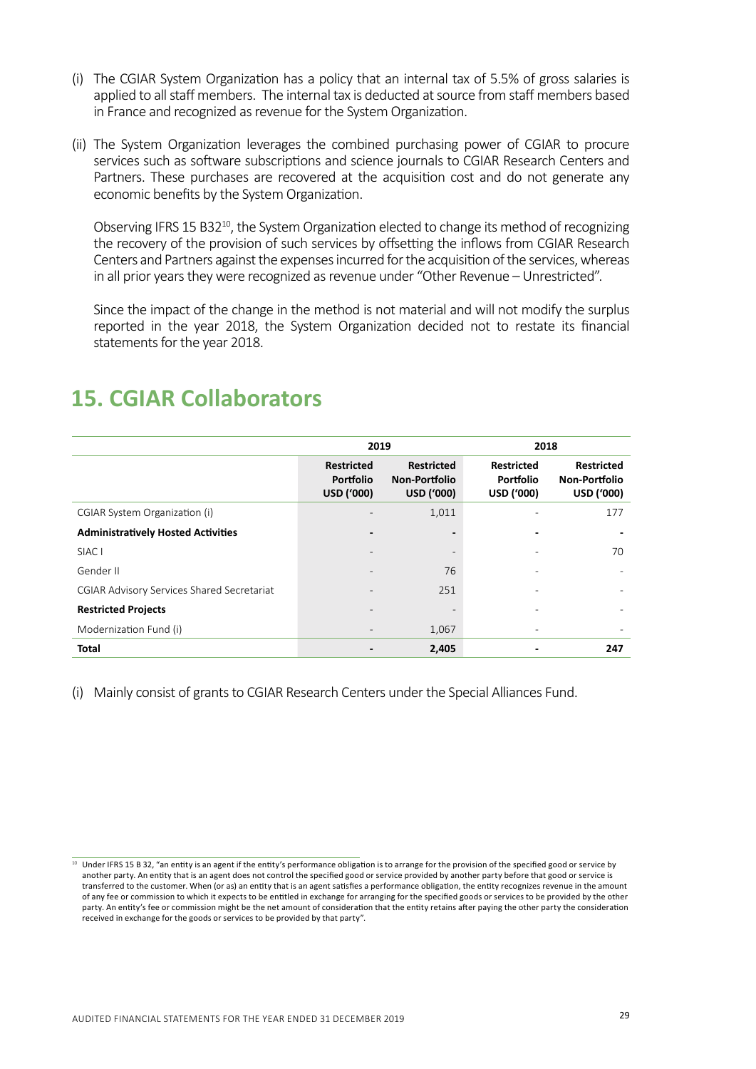(i) The CGIAR System Organization has a policy that an internal tax of 5.5% of gross salaries is applied to all staff members. The internal tax is deducted at source from staff members based in France and recognized as revenue for the System Organization.

(ii) The System Organization leverages the combined purchasing power of CGIAR to procure services such as software subscriptions and science journals to CGIAR Research Centers and Partners. These purchases are recovered at the acquisition cost and do not generate any economic benefits by the System Organization.

Observing IFRS 15 B32[10], the System Organization elected to change its method of recognizing the recovery of the provision of such services by offsetting the inflows from CGIAR Research Centers and Partners against the expenses incurred for the acquisition of the services, whereas in all prior years they were recognized as revenue under "Other Revenue – Unrestricted".

Since the impact of the change in the method is not material and will not modify the surplus reported in the year 2018, the System Organization decided not to restate its financial statements for the year 2018.

## 15. CGIAR Collaborators

| | 2019 | | 2018 | |
|---|---|---|---|---|
| | **Restricted Portfolio USD ('000)** | **Restricted Non-Portfolio USD ('000)** | **Restricted Portfolio USD ('000)** | **Restricted Non-Portfolio USD ('000)** |
| CGIAR System Organization (i) | - | 1,011 | - | 177 |
| **Administratively Hosted Activities** | **-** | **-** | **-** | **-** |
| SIAC I | - | - | - | 70 |
| Gender II | - | 76 | - | - |
| CGIAR Advisory Services Shared Secretariat | - | 251 | - | - |
| **Restricted Projects** | - | - | - | - |
| Modernization Fund (i) | - | 1,067 | - | - |
| **Total** | **-** | **2,405** | **-** | **247** |

(i) Mainly consist of grants to CGIAR Research Centers under the Special Alliances Fund.

[10] Under IFRS 15 B 32, "an entity is an agent if the entity's performance obligation is to arrange for the provision of the specified good or service by another party. An entity that is an agent does not control the specified good or service provided by another party before that good or service is transferred to the customer. When (or as) an entity that is an agent satisfies a performance obligation, the entity recognizes revenue in the amount of any fee or commission to which it expects to be entitled in exchange for arranging for the specified goods or services to be provided by the other party. An entity's fee or commission might be the net amount of consideration that the entity retains after paying the other party the consideration received in exchange for the goods or services to be provided by that party".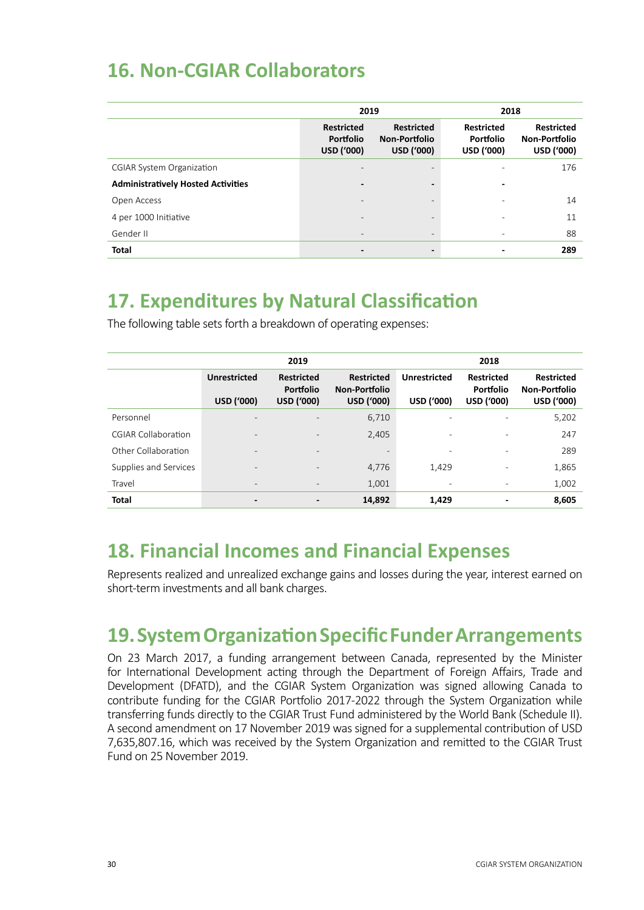## 16. Non-CGIAR Collaborators

| | 2019 | | 2018 | |
|---|---|---|---|---|
| | Restricted Portfolio USD ('000) | Restricted Non-Portfolio USD ('000) | Restricted Portfolio USD ('000) | Restricted Non-Portfolio USD ('000) |
| CGIAR System Organization | - | - | - | 176 |
| **Administratively Hosted Activities** | **-** | **-** | **-** | |
| Open Access | - | - | - | 14 |
| 4 per 1000 Initiative | - | - | - | 11 |
| Gender II | - | - | - | 88 |
| **Total** | **-** | **-** | **-** | **289** |

## 17. Expenditures by Natural Classification

The following table sets forth a breakdown of operating expenses:

| | 2019 | | | 2018 | | |
|---|---|---|---|---|---|---|
| | Unrestricted USD ('000) | Restricted Portfolio USD ('000) | Restricted Non-Portfolio USD ('000) | Unrestricted USD ('000) | Restricted Portfolio USD ('000) | Restricted Non-Portfolio USD ('000) |
| Personnel | - | - | 6,710 | - | - | 5,202 |
| CGIAR Collaboration | - | - | 2,405 | - | - | 247 |
| Other Collaboration | - | - | - | - | - | 289 |
| Supplies and Services | - | - | 4,776 | 1,429 | - | 1,865 |
| Travel | - | - | 1,001 | - | - | 1,002 |
| **Total** | **-** | **-** | **14,892** | **1,429** | **-** | **8,605** |

## 18. Financial Incomes and Financial Expenses

Represents realized and unrealized exchange gains and losses during the year, interest earned on short-term investments and all bank charges.

## 19. System Organization Specific Funder Arrangements

On 23 March 2017, a funding arrangement between Canada, represented by the Minister for International Development acting through the Department of Foreign Affairs, Trade and Development (DFATD), and the CGIAR System Organization was signed allowing Canada to contribute funding for the CGIAR Portfolio 2017-2022 through the System Organization while transferring funds directly to the CGIAR Trust Fund administered by the World Bank (Schedule II). A second amendment on 17 November 2019 was signed for a supplemental contribution of USD 7,635,807.16, which was received by the System Organization and remitted to the CGIAR Trust Fund on 25 November 2019.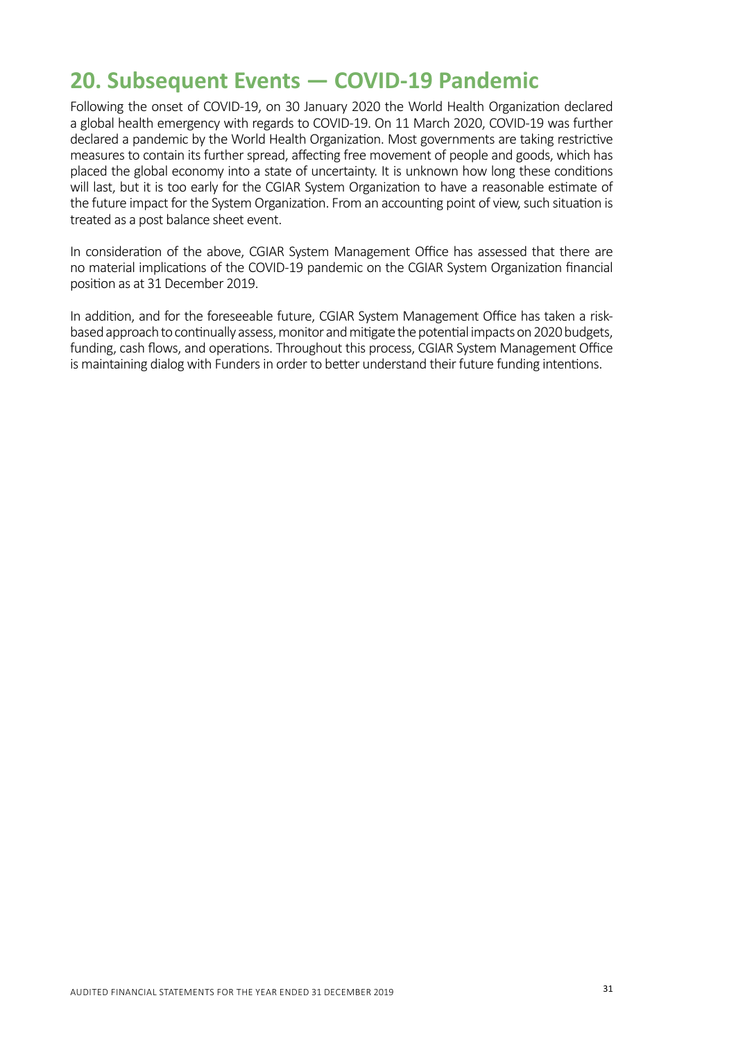## 20. Subsequent Events — COVID-19 Pandemic

Following the onset of COVID-19, on 30 January 2020 the World Health Organization declared a global health emergency with regards to COVID-19. On 11 March 2020, COVID-19 was further declared a pandemic by the World Health Organization. Most governments are taking restrictive measures to contain its further spread, affecting free movement of people and goods, which has placed the global economy into a state of uncertainty. It is unknown how long these conditions will last, but it is too early for the CGIAR System Organization to have a reasonable estimate of the future impact for the System Organization. From an accounting point of view, such situation is treated as a post balance sheet event.

In consideration of the above, CGIAR System Management Office has assessed that there are no material implications of the COVID-19 pandemic on the CGIAR System Organization financial position as at 31 December 2019.

In addition, and for the foreseeable future, CGIAR System Management Office has taken a risk-based approach to continually assess, monitor and mitigate the potential impacts on 2020 budgets, funding, cash flows, and operations. Throughout this process, CGIAR System Management Office is maintaining dialog with Funders in order to better understand their future funding intentions.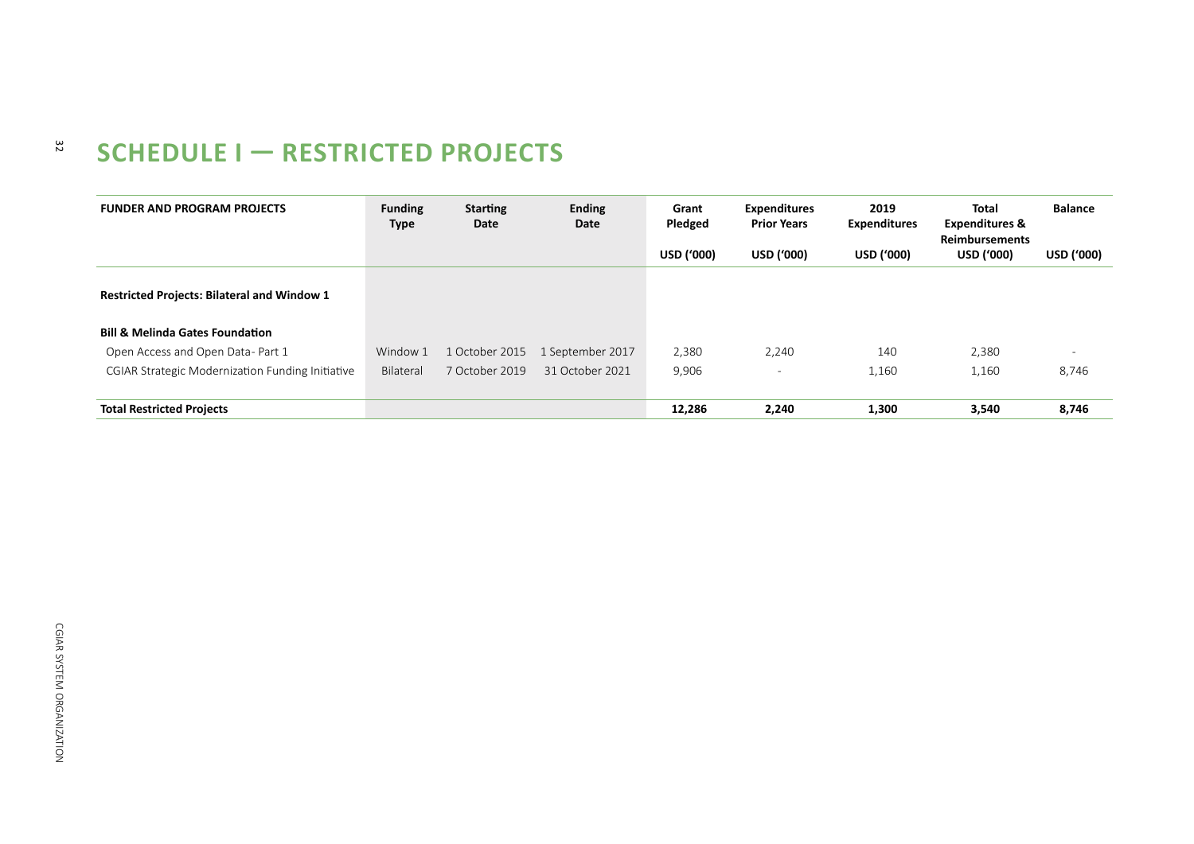# SCHEDULE I — RESTRICTED PROJECTS

| FUNDER AND PROGRAM PROJECTS | Funding Type | Starting Date | Ending Date | Grant Pledged | Expenditures Prior Years | 2019 Expenditures | Total Expenditures & Reimbursements | Balance |
|---|---|---|---|---|---|---|---|---|
| | | | | USD ('000) | USD ('000) | USD ('000) | USD ('000) | USD ('000) |
| **Restricted Projects: Bilateral and Window 1** | | | | | | | | |
| **Bill & Melinda Gates Foundation** | | | | | | | | |
| Open Access and Open Data- Part 1 | Window 1 | 1 October 2015 | 1 September 2017 | 2,380 | 2,240 | 140 | 2,380 | - |
| CGIAR Strategic Modernization Funding Initiative | Bilateral | 7 October 2019 | 31 October 2021 | 9,906 | - | 1,160 | 1,160 | 8,746 |
| **Total Restricted Projects** | | | | **12,286** | **2,240** | **1,300** | **3,540** | **8,746** |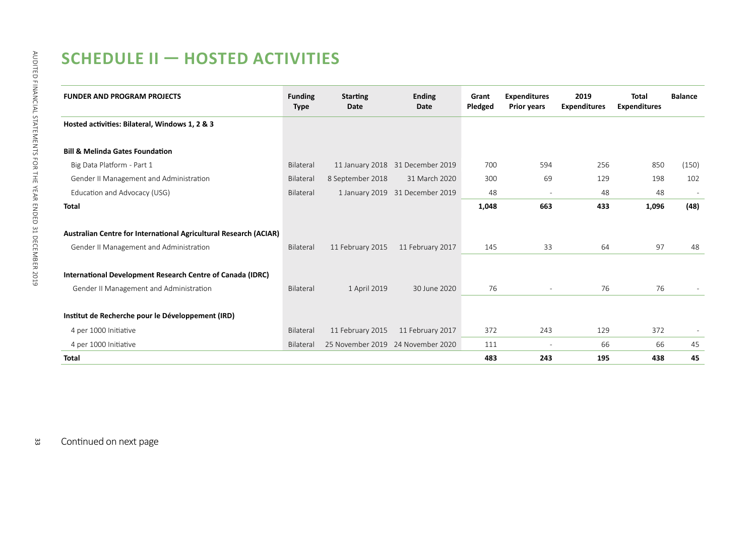## SCHEDULE II — HOSTED ACTIVITIES

| FUNDER AND PROGRAM PROJECTS | Funding Type | Starting Date | Ending Date | Grant Pledged | Expenditures Prior years | 2019 Expenditures | Total Expenditures | Balance |
|---|---|---|---|---|---|---|---|---|
| **Hosted activities: Bilateral, Windows 1, 2 & 3** | | | | | | | | |
| **Bill & Melinda Gates Foundation** | | | | | | | | |
| Big Data Platform - Part 1 | Bilateral | 11 January 2018 | 31 December 2019 | 700 | 594 | 256 | 850 | (150) |
| Gender II Management and Administration | Bilateral | 8 September 2018 | 31 March 2020 | 300 | 69 | 129 | 198 | 102 |
| Education and Advocacy (USG) | Bilateral | 1 January 2019 | 31 December 2019 | 48 | - | 48 | 48 | - |
| **Total** | | | | **1,048** | **663** | **433** | **1,096** | **(48)** |
| **Australian Centre for International Agricultural Research (ACIAR)** | | | | | | | | |
| Gender II Management and Administration | Bilateral | 11 February 2015 | 11 February 2017 | 145 | 33 | 64 | 97 | 48 |
| **International Development Research Centre of Canada (IDRC)** | | | | | | | | |
| Gender II Management and Administration | Bilateral | 1 April 2019 | 30 June 2020 | 76 | - | 76 | 76 | - |
| **Institut de Recherche pour le Développement (IRD)** | | | | | | | | |
| 4 per 1000 Initiative | Bilateral | 11 February 2015 | 11 February 2017 | 372 | 243 | 129 | 372 | - |
| 4 per 1000 Initiative | Bilateral | 25 November 2019 | 24 November 2020 | 111 | - | 66 | 66 | 45 |
| **Total** | | | | **483** | **243** | **195** | **438** | **45** |

Continued on next page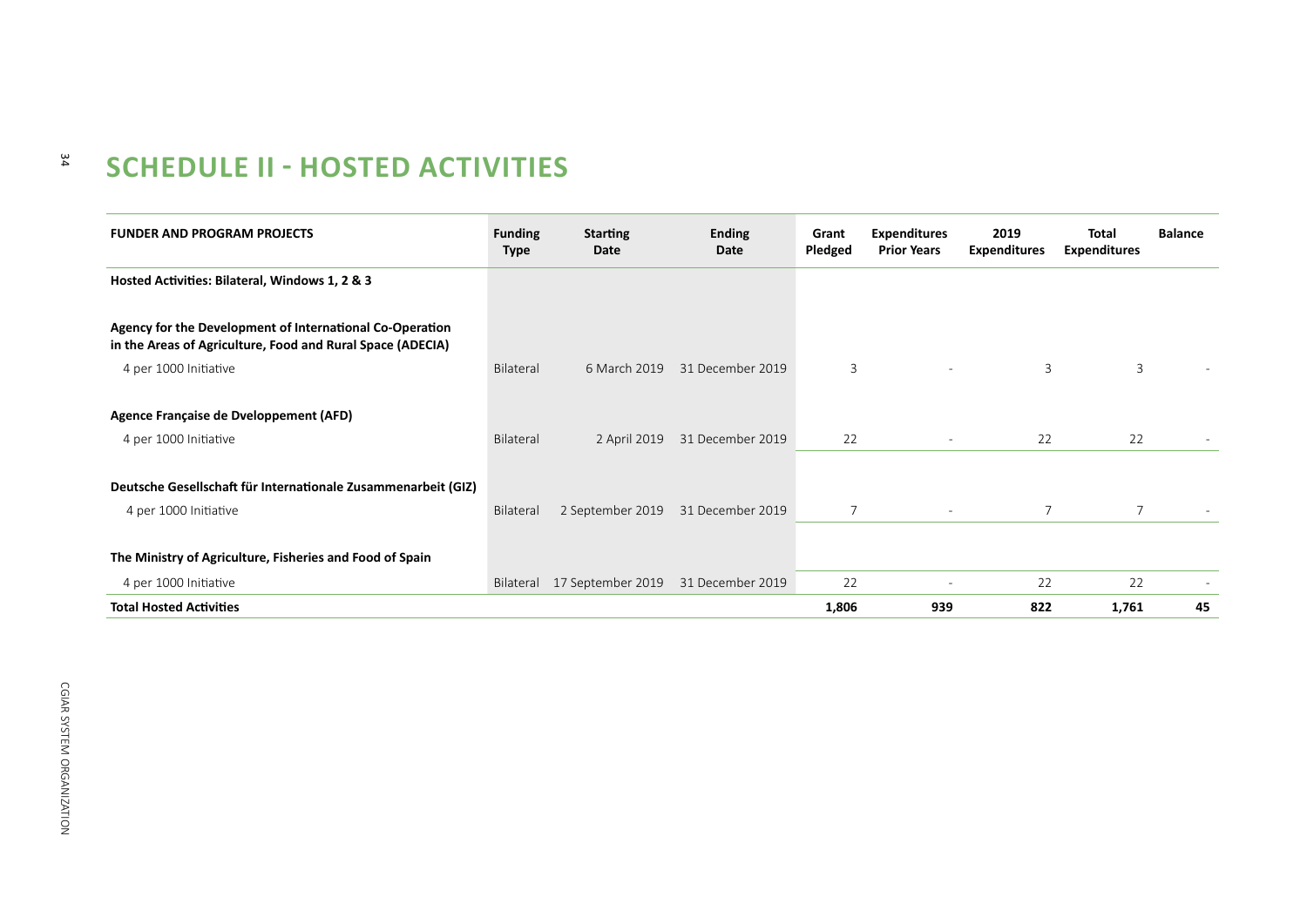# SCHEDULE II - HOSTED ACTIVITIES

| FUNDER AND PROGRAM PROJECTS | Funding Type | Starting Date | Ending Date | Grant Pledged | Expenditures Prior Years | 2019 Expenditures | Total Expenditures | Balance |
|---|---|---|---|---|---|---|---|---|
| **Hosted Activities: Bilateral, Windows 1, 2 & 3** | | | | | | | | |
| **Agency for the Development of International Co-Operation in the Areas of Agriculture, Food and Rural Space (ADECIA)** | | | | | | | | |
| 4 per 1000 Initiative | Bilateral | 6 March 2019 | 31 December 2019 | 3 | - | 3 | 3 | - |
| **Agence Française de Dveloppement (AFD)** | | | | | | | | |
| 4 per 1000 Initiative | Bilateral | 2 April 2019 | 31 December 2019 | 22 | - | 22 | 22 | - |
| **Deutsche Gesellschaft für Internationale Zusammenarbeit (GIZ)** | | | | | | | | |
| 4 per 1000 Initiative | Bilateral | 2 September 2019 | 31 December 2019 | 7 | - | 7 | 7 | - |
| **The Ministry of Agriculture, Fisheries and Food of Spain** | | | | | | | | |
| 4 per 1000 Initiative | Bilateral | 17 September 2019 | 31 December 2019 | 22 | - | 22 | 22 | - |
| **Total Hosted Activities** | | | | **1,806** | **939** | **822** | **1,761** | **45** |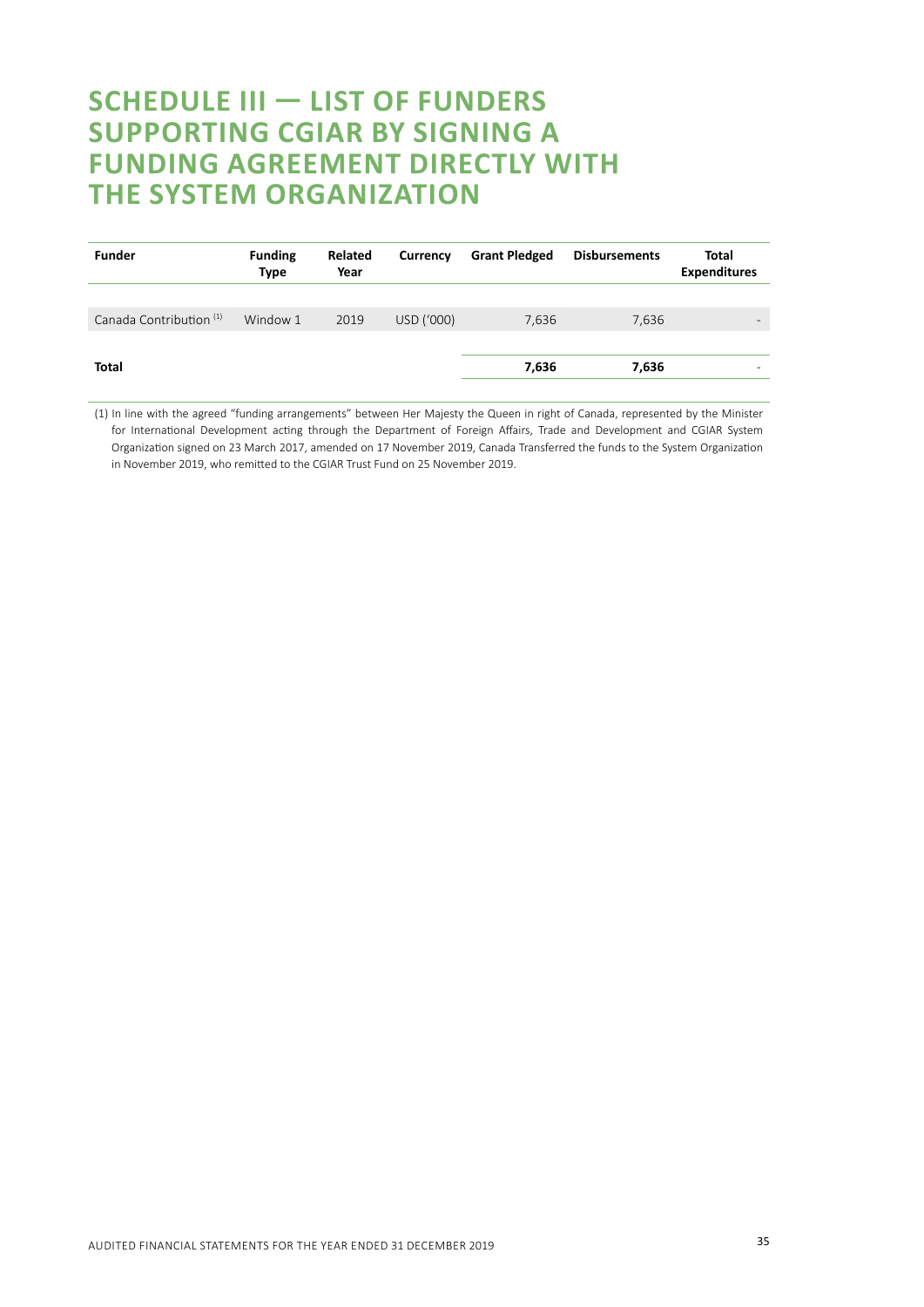# SCHEDULE III — LIST OF FUNDERS SUPPORTING CGIAR BY SIGNING A FUNDING AGREEMENT DIRECTLY WITH THE SYSTEM ORGANIZATION

| Funder | Funding Type | Related Year | Currency | Grant Pledged | Disbursements | Total Expenditures |
|---|---|---|---|---|---|---|
| Canada Contribution [(1)] | Window 1 | 2019 | USD ('000) | 7,636 | 7,636 | - |
| **Total** | | | | **7,636** | **7,636** | - |

(1) In line with the agreed "funding arrangements" between Her Majesty the Queen in right of Canada, represented by the Minister for International Development acting through the Department of Foreign Affairs, Trade and Development and CGIAR System Organization signed on 23 March 2017, amended on 17 November 2019, Canada Transferred the funds to the System Organization in November 2019, who remitted to the CGIAR Trust Fund on 25 November 2019.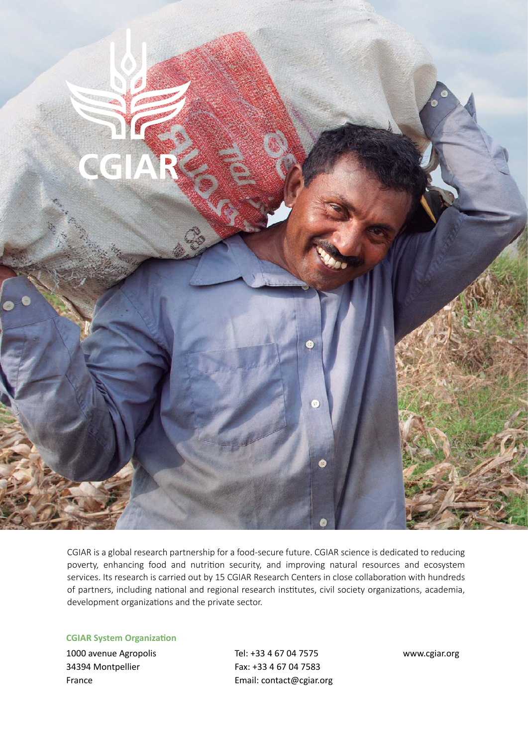CGIAR

CGIAR is a global research partnership for a food-secure future. CGIAR science is dedicated to reducing poverty, enhancing food and nutrition security, and improving natural resources and ecosystem services. Its research is carried out by 15 CGIAR Research Centers in close collaboration with hundreds of partners, including national and regional research institutes, civil society organizations, academia, development organizations and the private sector.

**CGIAR System Organization**

1000 avenue Agropolis
34394 Montpellier
France

Tel: +33 4 67 04 7575
Fax: +33 4 67 04 7583
Email: contact@cgiar.org

www.cgiar.org